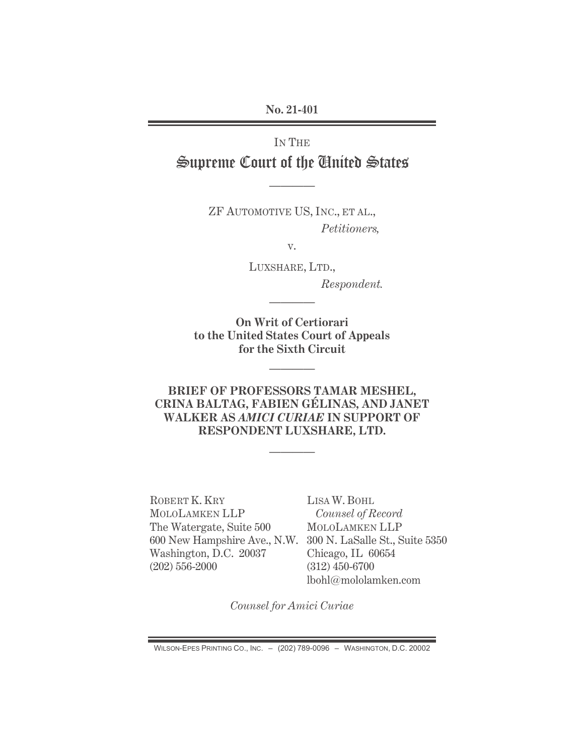No. 21-401

IN THE

# Supreme Court of the United States

---

ZF AUTOMOTIVE US, INC., ET AL.,

*Petitioners,*

v.

LUXSHARE, LTD.,

*Respondent.*

---

**On Writ of Certiorari to the United States Court of Appeals for the Sixth Circuit**

---

**BRIEF OF PROFESSORS TAMAR MESHEL, CRINA BALTAG, FABIEN GÉLINAS, AND JANET WALKER AS *AMICI CURIAE* IN SUPPORT OF RESPONDENT LUXSHARE, LTD.**

---

ROBERT K. KRY
MOLOLAMKEN LLP
The Watergate, Suite 500
600 New Hampshire Ave., N.W.
Washington, D.C. 20037
(202) 556-2000

LISA W. BOHL
*Counsel of Record*
MOLOLAMKEN LLP
300 N. LaSalle St., Suite 5350
Chicago, IL 60654
(312) 450-6700
lbohl@mololamken.com

*Counsel for Amici Curiae*

WILSON-EPES PRINTING CO., INC. – (202) 789-0096 – WASHINGTON, D.C. 20002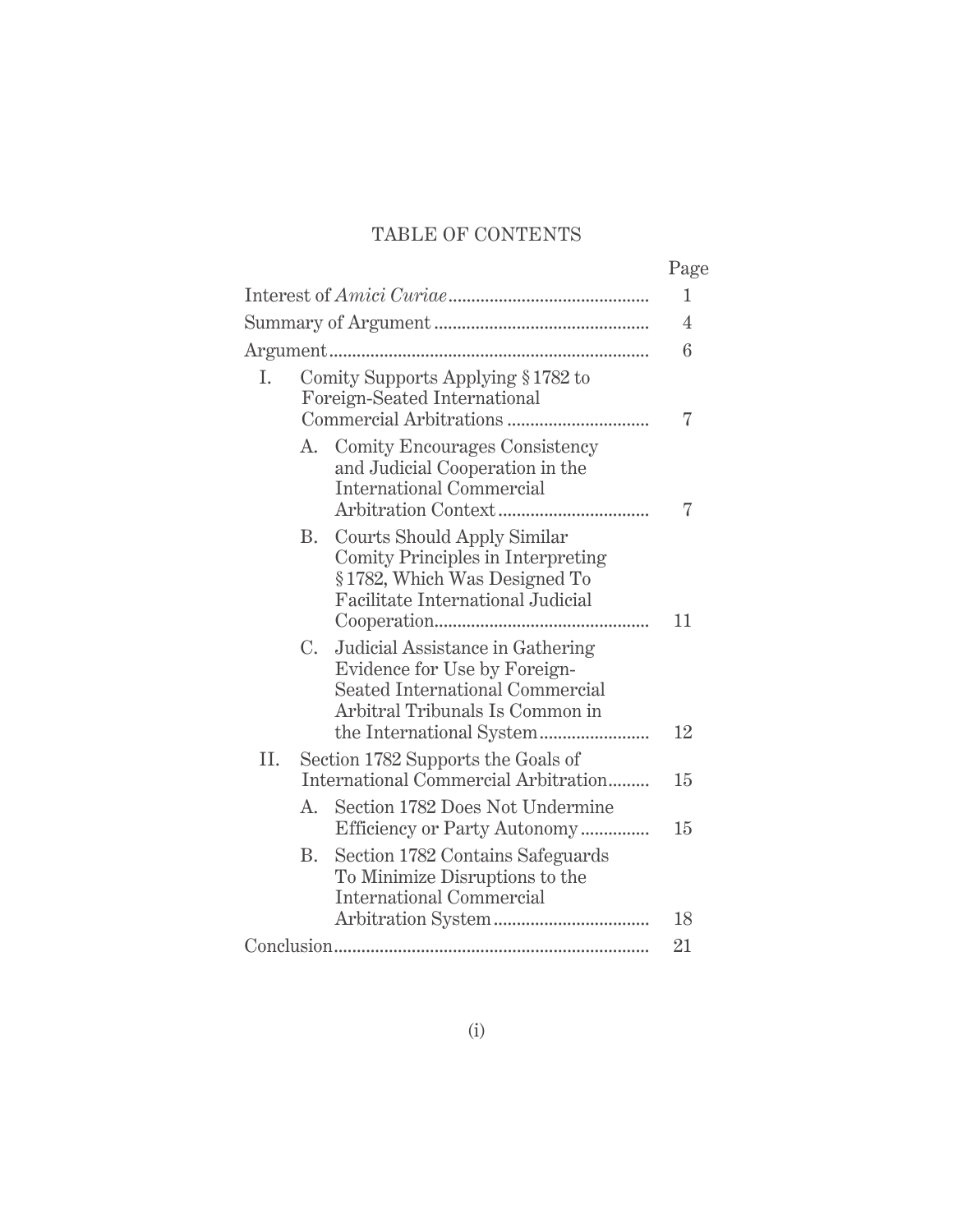# TABLE OF CONTENTS

| | Page |
|---|---|
| Interest of *Amici Curiae* | 1 |
| Summary of Argument | 4 |
| Argument | 6 |
| I. Comity Supports Applying § 1782 to Foreign-Seated International Commercial Arbitrations | 7 |
| A. Comity Encourages Consistency and Judicial Cooperation in the International Commercial Arbitration Context | 7 |
| B. Courts Should Apply Similar Comity Principles in Interpreting § 1782, Which Was Designed To Facilitate International Judicial Cooperation | 11 |
| C. Judicial Assistance in Gathering Evidence for Use by Foreign-Seated International Commercial Arbitral Tribunals Is Common in the International System | 12 |
| II. Section 1782 Supports the Goals of International Commercial Arbitration | 15 |
| A. Section 1782 Does Not Undermine Efficiency or Party Autonomy | 15 |
| B. Section 1782 Contains Safeguards To Minimize Disruptions to the International Commercial Arbitration System | 18 |
| Conclusion | 21 |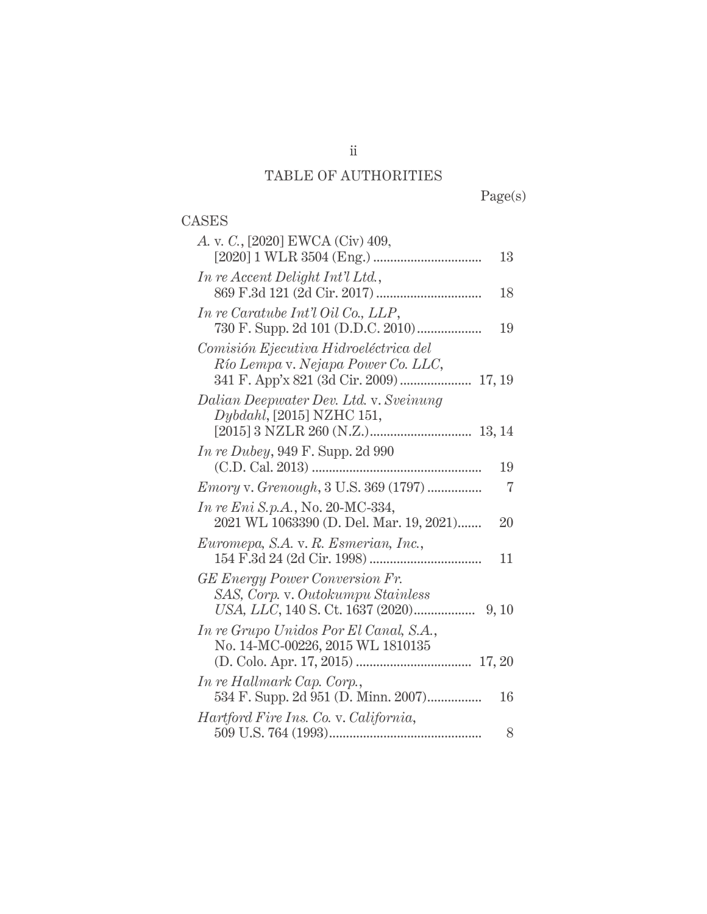## TABLE OF AUTHORITIES

Page(s)

### CASES

*A.* v. *C.*, [2020] EWCA (Civ) 409, [2020] 1 WLR 3504 (Eng.) ................................ 13

*In re Accent Delight Int'l Ltd.*, 869 F.3d 121 (2d Cir. 2017) .............................. 18

*In re Caratube Int'l Oil Co., LLP*, 730 F. Supp. 2d 101 (D.D.C. 2010) .................. 19

*Comisión Ejecutiva Hidroeléctrica del Río Lempa* v. *Nejapa Power Co. LLC*, 341 F. App'x 821 (3d Cir. 2009) ..................... 17, 19

*Dalian Deepwater Dev. Ltd.* v. *Sveinung Dybdahl*, [2015] NZHC 151, [2015] 3 NZLR 260 (N.Z.) .............................. 13, 14

*In re Dubey*, 949 F. Supp. 2d 990 (C.D. Cal. 2013) .................................................. 19

*Emory* v. *Grenough*, 3 U.S. 369 (1797) ................ 7

*In re Eni S.p.A.*, No. 20-MC-334, 2021 WL 1063390 (D. Del. Mar. 19, 2021) ....... 20

*Euromepa, S.A.* v. *R. Esmerian, Inc.*, 154 F.3d 24 (2d Cir. 1998) ................................. 11

*GE Energy Power Conversion Fr. SAS, Corp.* v. *Outokumpu Stainless USA, LLC*, 140 S. Ct. 1637 (2020) .................. 9, 10

*In re Grupo Unidos Por El Canal, S.A.*, No. 14-MC-00226, 2015 WL 1810135 (D. Colo. Apr. 17, 2015) .................................. 17, 20

*In re Hallmark Cap. Corp.*, 534 F. Supp. 2d 951 (D. Minn. 2007) ................ 16

*Hartford Fire Ins. Co.* v. *California*, 509 U.S. 764 (1993) ............................................. 8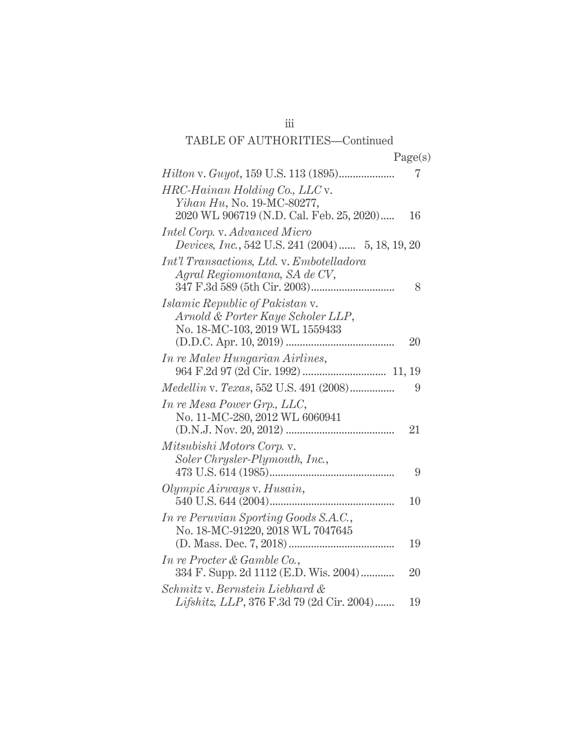## TABLE OF AUTHORITIES—Continued

| | Page(s) |
|---|---|
| *Hilton* v. *Guyot*, 159 U.S. 113 (1895) | 7 |
| *HRC-Hainan Holding Co., LLC* v. *Yihan Hu*, No. 19-MC-80277, 2020 WL 906719 (N.D. Cal. Feb. 25, 2020) | 16 |
| *Intel Corp.* v. *Advanced Micro Devices, Inc.*, 542 U.S. 241 (2004) | 5, 18, 19, 20 |
| *Int'l Transactions, Ltd.* v. *Embotelladora Agral Regiomontana, SA de CV*, 347 F.3d 589 (5th Cir. 2003) | 8 |
| *Islamic Republic of Pakistan* v. *Arnold & Porter Kaye Scholer LLP*, No. 18-MC-103, 2019 WL 1559433 (D.D.C. Apr. 10, 2019) | 20 |
| *In re Malev Hungarian Airlines*, 964 F.2d 97 (2d Cir. 1992) | 11, 19 |
| *Medellin* v. *Texas*, 552 U.S. 491 (2008) | 9 |
| *In re Mesa Power Grp., LLC*, No. 11-MC-280, 2012 WL 6060941 (D.N.J. Nov. 20, 2012) | 21 |
| *Mitsubishi Motors Corp.* v. *Soler Chrysler-Plymouth, Inc.*, 473 U.S. 614 (1985) | 9 |
| *Olympic Airways* v. *Husain*, 540 U.S. 644 (2004) | 10 |
| *In re Peruvian Sporting Goods S.A.C.*, No. 18-MC-91220, 2018 WL 7047645 (D. Mass. Dec. 7, 2018) | 19 |
| *In re Procter & Gamble Co.*, 334 F. Supp. 2d 1112 (E.D. Wis. 2004) | 20 |
| *Schmitz* v. *Bernstein Liebhard & Lifshitz, LLP*, 376 F.3d 79 (2d Cir. 2004) | 19 |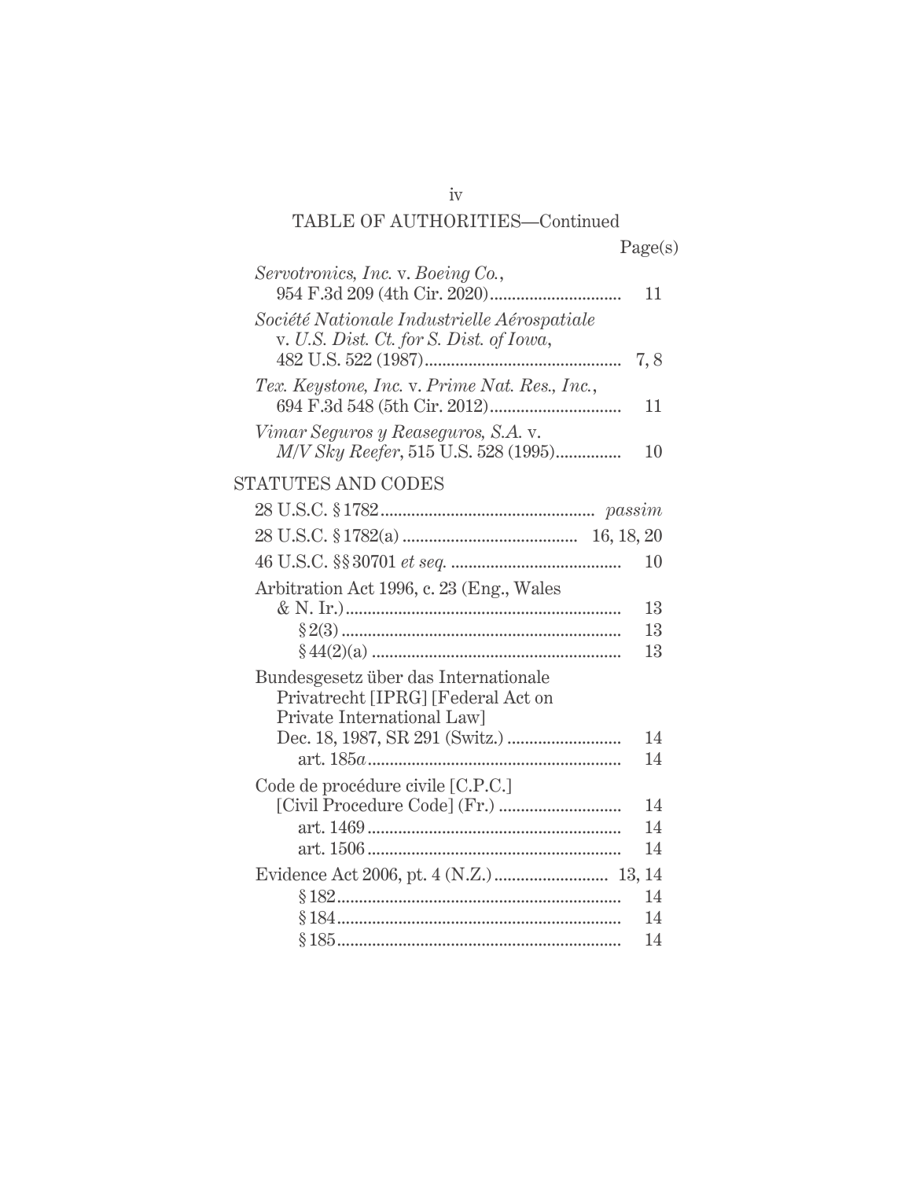## TABLE OF AUTHORITIES—Continued

| | Page(s) |
|---|---|
| *Servotronics, Inc.* v. *Boeing Co.*, 954 F.3d 209 (4th Cir. 2020) | 11 |
| *Société Nationale Industrielle Aérospatiale* v. *U.S. Dist. Ct. for S. Dist. of Iowa*, 482 U.S. 522 (1987) | 7, 8 |
| *Tex. Keystone, Inc.* v. *Prime Nat. Res., Inc.*, 694 F.3d 548 (5th Cir. 2012) | 11 |
| *Vimar Seguros y Reaseguros, S.A.* v. *M/V Sky Reefer*, 515 U.S. 528 (1995) | 10 |

### STATUTES AND CODES

| | Page(s) |
|---|---|
| 28 U.S.C. § 1782 | *passim* |
| 28 U.S.C. § 1782(a) | 16, 18, 20 |
| 46 U.S.C. §§ 30701 *et seq.* | 10 |
| Arbitration Act 1996, c. 23 (Eng., Wales & N. Ir.) | 13 |
| § 2(3) | 13 |
| § 44(2)(a) | 13 |
| Bundesgesetz über das Internationale Privatrecht [IPRG] [Federal Act on Private International Law] Dec. 18, 1987, SR 291 (Switz.) | 14 |
| art. 185*a* | 14 |
| Code de procédure civile [C.P.C.] [Civil Procedure Code] (Fr.) | 14 |
| art. 1469 | 14 |
| art. 1506 | 14 |
| Evidence Act 2006, pt. 4 (N.Z.) | 13, 14 |
| § 182 | 14 |
| § 184 | 14 |
| § 185 | 14 |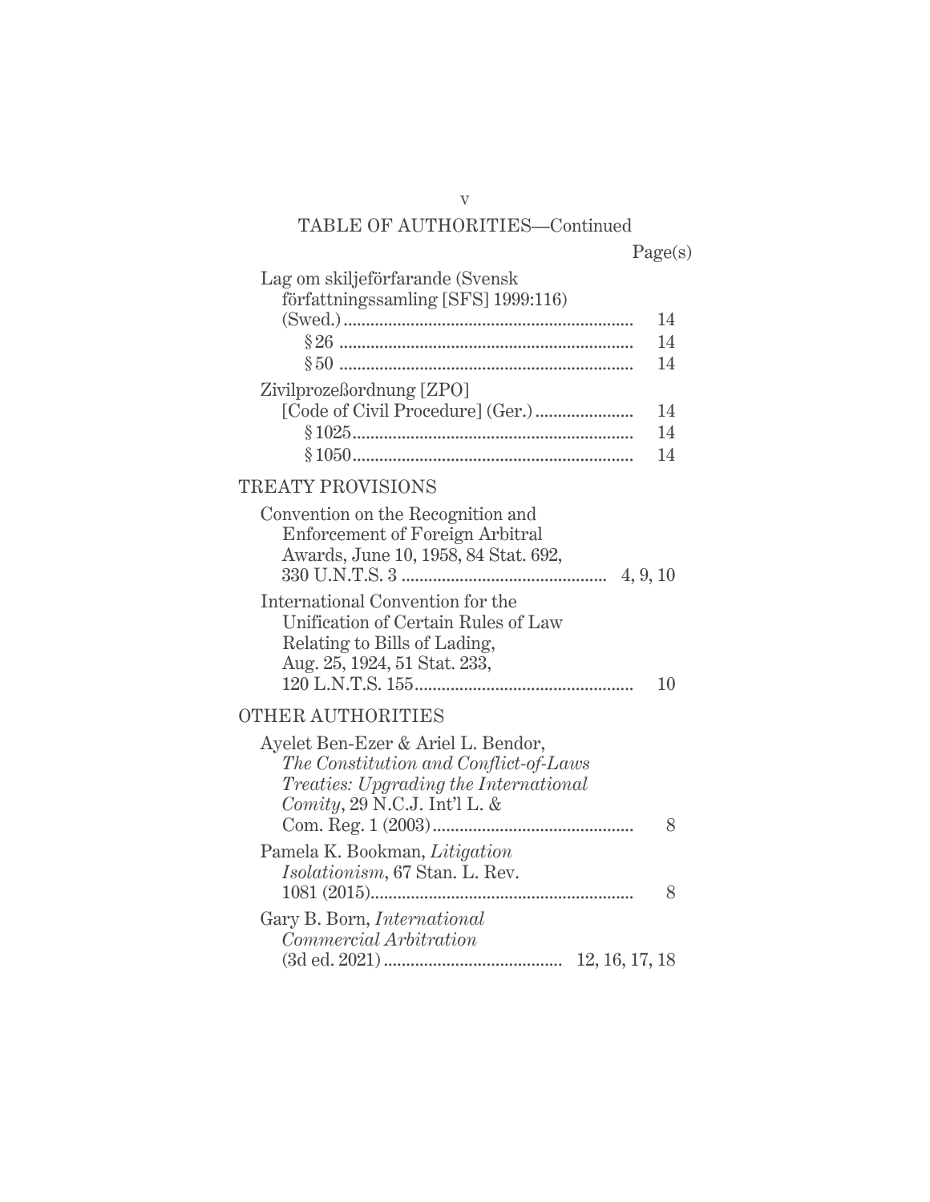TABLE OF AUTHORITIES—Continued

Page(s)

Lag om skiljeförfarande (Svensk författningssamling [SFS] 1999:116) (Swed.) ........ 14
- § 26 ........ 14
- § 50 ........ 14

Zivilprozeßordnung [ZPO] [Code of Civil Procedure] (Ger.) ........ 14
- § 1025 ........ 14
- § 1050 ........ 14

## TREATY PROVISIONS

Convention on the Recognition and Enforcement of Foreign Arbitral Awards, June 10, 1958, 84 Stat. 692, 330 U.N.T.S. 3 ........ 4, 9, 10

International Convention for the Unification of Certain Rules of Law Relating to Bills of Lading, Aug. 25, 1924, 51 Stat. 233, 120 L.N.T.S. 155 ........ 10

## OTHER AUTHORITIES

Ayelet Ben-Ezer & Ariel L. Bendor, *The Constitution and Conflict-of-Laws Treaties: Upgrading the International Comity*, 29 N.C.J. Int'l L. & Com. Reg. 1 (2003) ........ 8

Pamela K. Bookman, *Litigation Isolationism*, 67 Stan. L. Rev. 1081 (2015) ........ 8

Gary B. Born, *International Commercial Arbitration* (3d ed. 2021) ........ 12, 16, 17, 18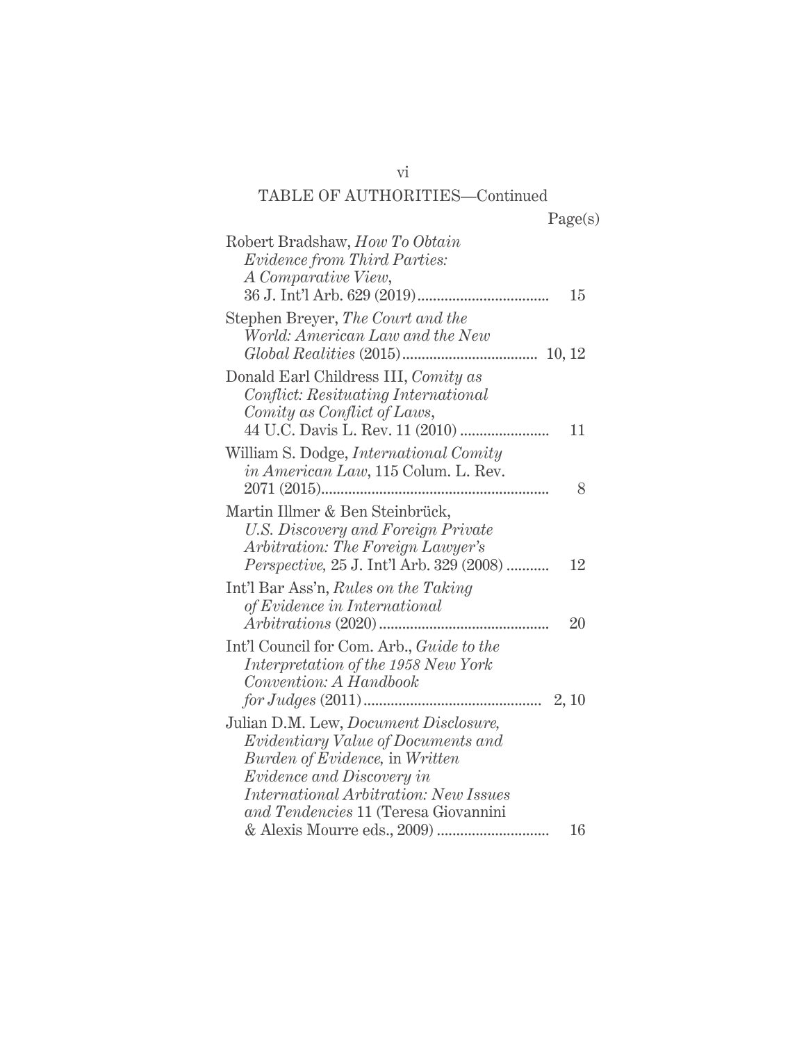## TABLE OF AUTHORITIES—Continued

| | Page(s) |
|---|---|
| Robert Bradshaw, *How To Obtain Evidence from Third Parties: A Comparative View*, 36 J. Int'l Arb. 629 (2019) | 15 |
| Stephen Breyer, *The Court and the World: American Law and the New Global Realities* (2015) | 10, 12 |
| Donald Earl Childress III, *Comity as Conflict: Resituating International Comity as Conflict of Laws*, 44 U.C. Davis L. Rev. 11 (2010) | 11 |
| William S. Dodge, *International Comity in American Law*, 115 Colum. L. Rev. 2071 (2015) | 8 |
| Martin Illmer & Ben Steinbrück, *U.S. Discovery and Foreign Private Arbitration: The Foreign Lawyer's Perspective*, 25 J. Int'l Arb. 329 (2008) | 12 |
| Int'l Bar Ass'n, *Rules on the Taking of Evidence in International Arbitrations* (2020) | 20 |
| Int'l Council for Com. Arb., *Guide to the Interpretation of the 1958 New York Convention: A Handbook for Judges* (2011) | 2, 10 |
| Julian D.M. Lew, *Document Disclosure, Evidentiary Value of Documents and Burden of Evidence*, in *Written Evidence and Discovery in International Arbitration: New Issues and Tendencies* 11 (Teresa Giovannini & Alexis Mourre eds., 2009) | 16 |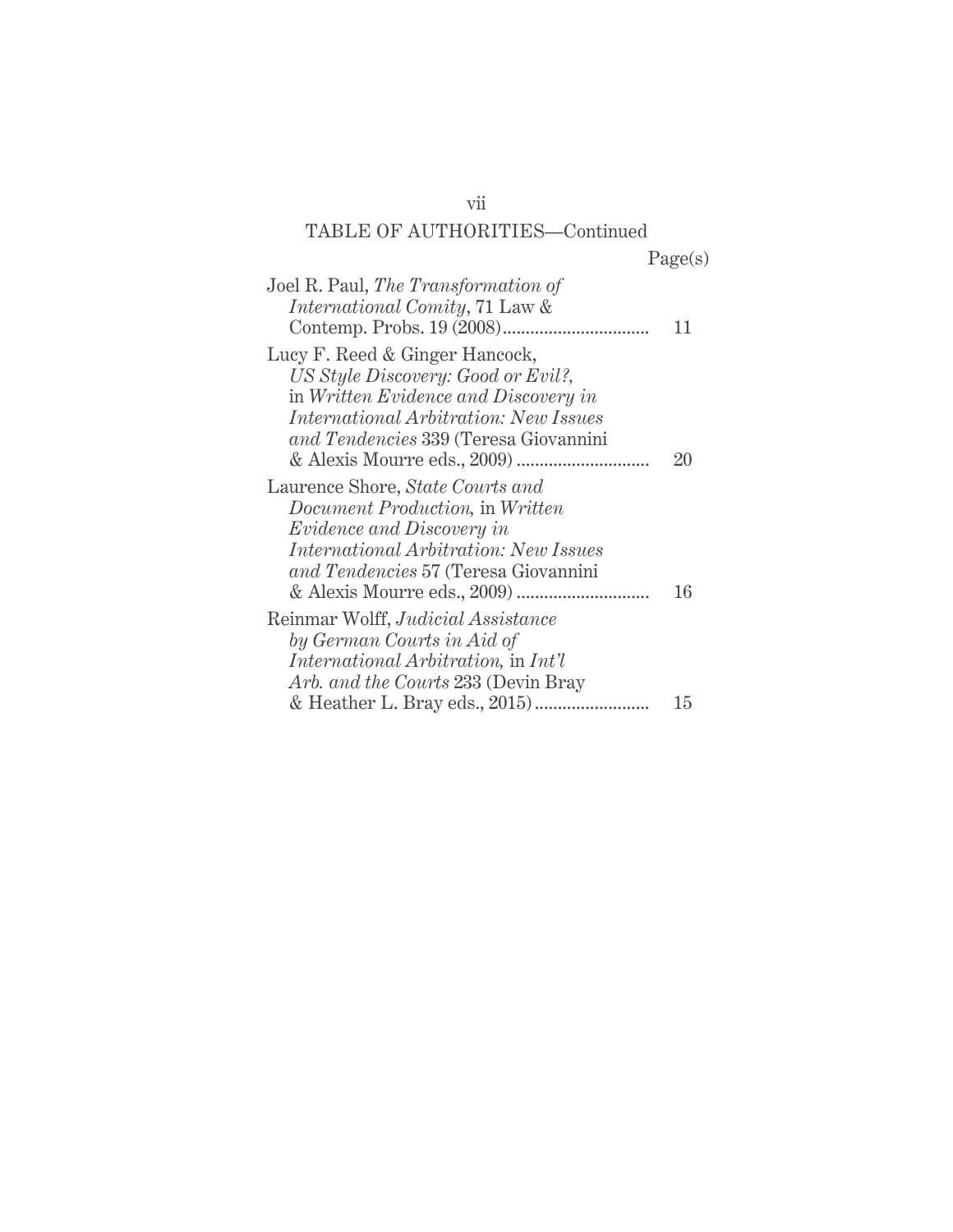## TABLE OF AUTHORITIES—Continued

| | Page(s) |
|---|---|
| Joel R. Paul, *The Transformation of International Comity*, 71 Law & Contemp. Probs. 19 (2008) | 11 |
| Lucy F. Reed & Ginger Hancock, *US Style Discovery: Good or Evil?*, in *Written Evidence and Discovery in International Arbitration: New Issues and Tendencies* 339 (Teresa Giovannini & Alexis Mourre eds., 2009) | 20 |
| Laurence Shore, *State Courts and Document Production*, in *Written Evidence and Discovery in International Arbitration: New Issues and Tendencies* 57 (Teresa Giovannini & Alexis Mourre eds., 2009) | 16 |
| Reinmar Wolff, *Judicial Assistance by German Courts in Aid of International Arbitration*, in *Int'l Arb. and the Courts* 233 (Devin Bray & Heather L. Bray eds., 2015) | 15 |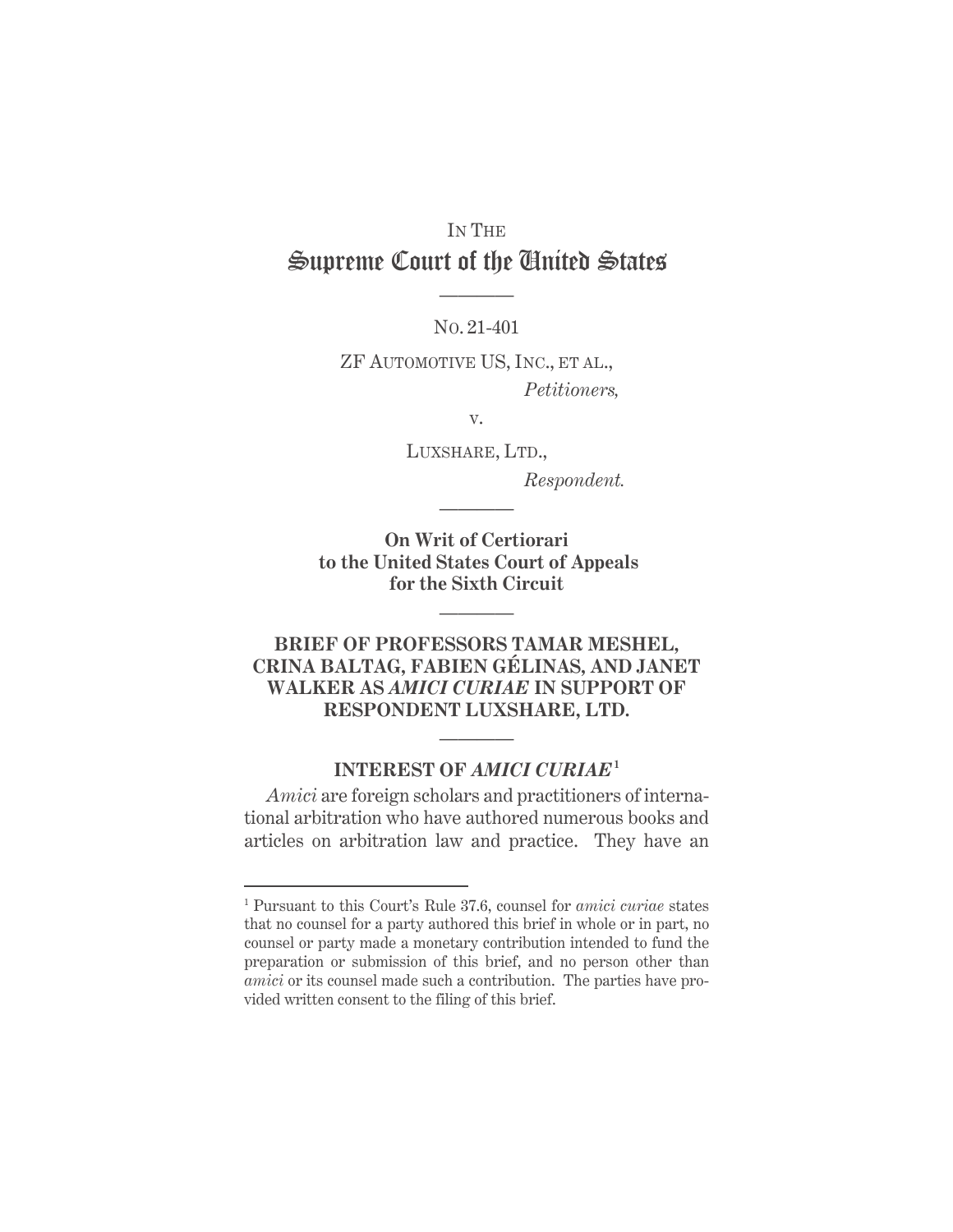IN THE

# Supreme Court of the United States

———

NO. 21-401

ZF AUTOMOTIVE US, INC., ET AL.,
*Petitioners,*

v.

LUXSHARE, LTD.,
*Respondent.*

———

**On Writ of Certiorari to the United States Court of Appeals for the Sixth Circuit**

———

**BRIEF OF PROFESSORS TAMAR MESHEL, CRINA BALTAG, FABIEN GÉLINAS, AND JANET WALKER AS *AMICI CURIAE* IN SUPPORT OF RESPONDENT LUXSHARE, LTD.**

———

## INTEREST OF *AMICI CURIAE*[1]

*Amici* are foreign scholars and practitioners of international arbitration who have authored numerous books and articles on arbitration law and practice. They have an

[1] Pursuant to this Court's Rule 37.6, counsel for *amici curiae* states that no counsel for a party authored this brief in whole or in part, no counsel or party made a monetary contribution intended to fund the preparation or submission of this brief, and no person other than *amici* or its counsel made such a contribution. The parties have provided written consent to the filing of this brief.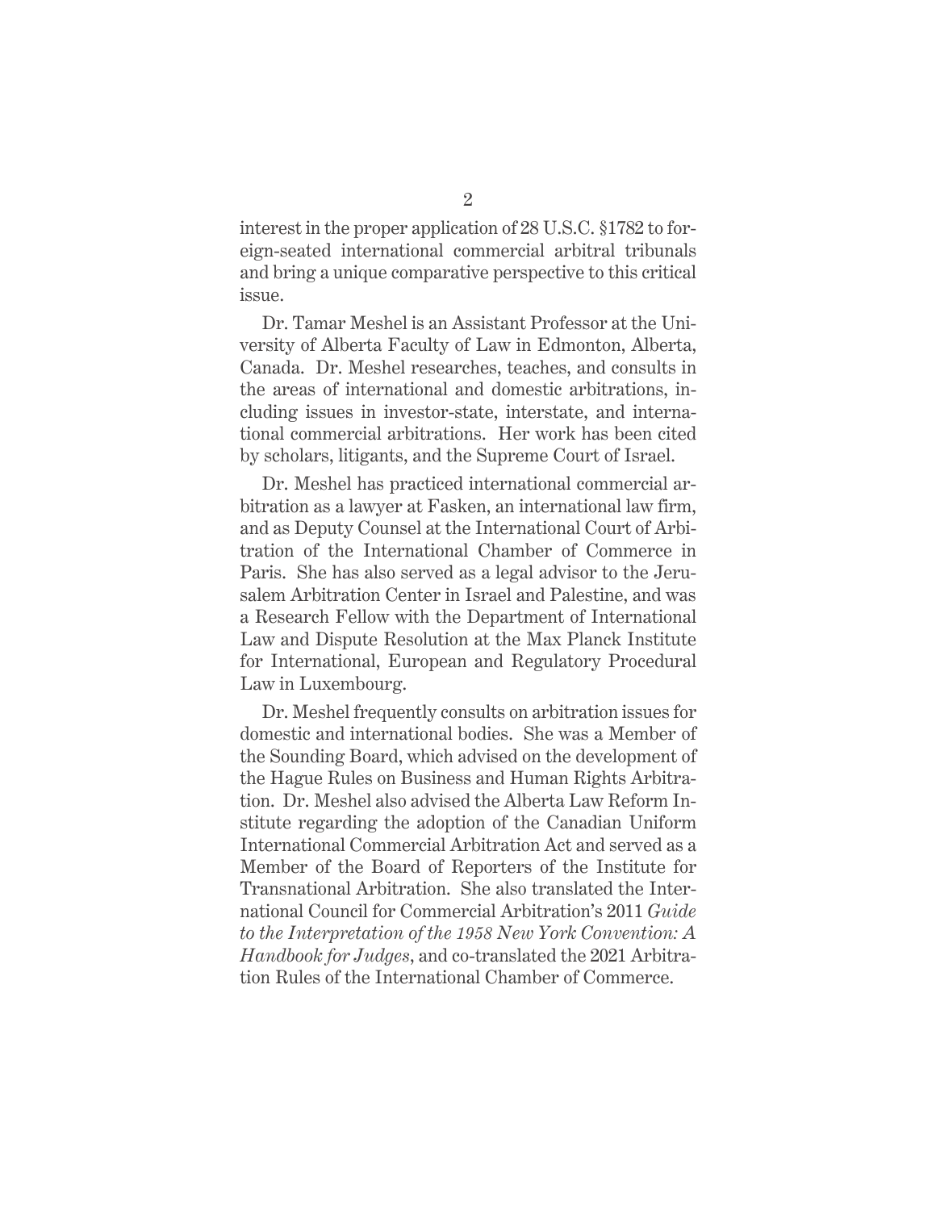interest in the proper application of 28 U.S.C. §1782 to foreign-seated international commercial arbitral tribunals and bring a unique comparative perspective to this critical issue.

Dr. Tamar Meshel is an Assistant Professor at the University of Alberta Faculty of Law in Edmonton, Alberta, Canada. Dr. Meshel researches, teaches, and consults in the areas of international and domestic arbitrations, including issues in investor-state, interstate, and international commercial arbitrations. Her work has been cited by scholars, litigants, and the Supreme Court of Israel.

Dr. Meshel has practiced international commercial arbitration as a lawyer at Fasken, an international law firm, and as Deputy Counsel at the International Court of Arbitration of the International Chamber of Commerce in Paris. She has also served as a legal advisor to the Jerusalem Arbitration Center in Israel and Palestine, and was a Research Fellow with the Department of International Law and Dispute Resolution at the Max Planck Institute for International, European and Regulatory Procedural Law in Luxembourg.

Dr. Meshel frequently consults on arbitration issues for domestic and international bodies. She was a Member of the Sounding Board, which advised on the development of the Hague Rules on Business and Human Rights Arbitration. Dr. Meshel also advised the Alberta Law Reform Institute regarding the adoption of the Canadian Uniform International Commercial Arbitration Act and served as a Member of the Board of Reporters of the Institute for Transnational Arbitration. She also translated the International Council for Commercial Arbitration's 2011 *Guide to the Interpretation of the 1958 New York Convention: A Handbook for Judges*, and co-translated the 2021 Arbitration Rules of the International Chamber of Commerce.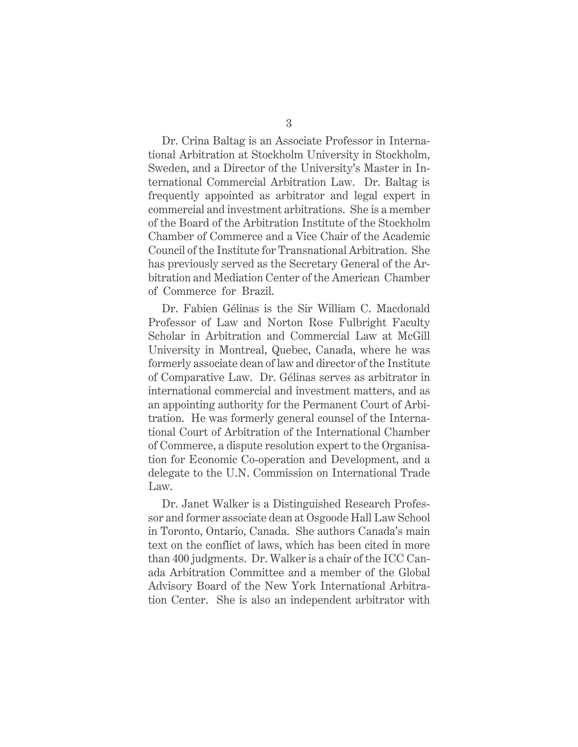Dr. Crina Baltag is an Associate Professor in International Arbitration at Stockholm University in Stockholm, Sweden, and a Director of the University's Master in International Commercial Arbitration Law. Dr. Baltag is frequently appointed as arbitrator and legal expert in commercial and investment arbitrations. She is a member of the Board of the Arbitration Institute of the Stockholm Chamber of Commerce and a Vice Chair of the Academic Council of the Institute for Transnational Arbitration. She has previously served as the Secretary General of the Arbitration and Mediation Center of the American Chamber of Commerce for Brazil.

Dr. Fabien Gélinas is the Sir William C. Macdonald Professor of Law and Norton Rose Fulbright Faculty Scholar in Arbitration and Commercial Law at McGill University in Montreal, Quebec, Canada, where he was formerly associate dean of law and director of the Institute of Comparative Law. Dr. Gélinas serves as arbitrator in international commercial and investment matters, and as an appointing authority for the Permanent Court of Arbitration. He was formerly general counsel of the International Court of Arbitration of the International Chamber of Commerce, a dispute resolution expert to the Organisation for Economic Co-operation and Development, and a delegate to the U.N. Commission on International Trade Law.

Dr. Janet Walker is a Distinguished Research Professor and former associate dean at Osgoode Hall Law School in Toronto, Ontario, Canada. She authors Canada's main text on the conflict of laws, which has been cited in more than 400 judgments. Dr. Walker is a chair of the ICC Canada Arbitration Committee and a member of the Global Advisory Board of the New York International Arbitration Center. She is also an independent arbitrator with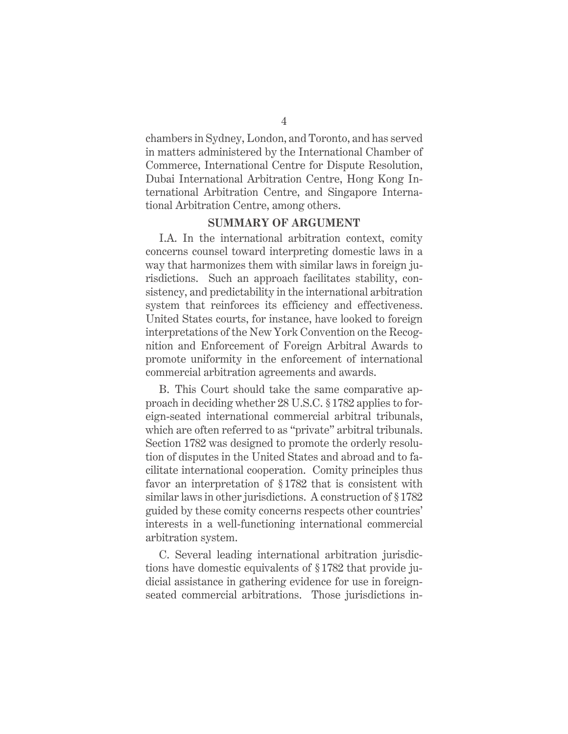chambers in Sydney, London, and Toronto, and has served in matters administered by the International Chamber of Commerce, International Centre for Dispute Resolution, Dubai International Arbitration Centre, Hong Kong International Arbitration Centre, and Singapore International Arbitration Centre, among others.

## SUMMARY OF ARGUMENT

I.A. In the international arbitration context, comity concerns counsel toward interpreting domestic laws in a way that harmonizes them with similar laws in foreign jurisdictions. Such an approach facilitates stability, consistency, and predictability in the international arbitration system that reinforces its efficiency and effectiveness. United States courts, for instance, have looked to foreign interpretations of the New York Convention on the Recognition and Enforcement of Foreign Arbitral Awards to promote uniformity in the enforcement of international commercial arbitration agreements and awards.

B. This Court should take the same comparative approach in deciding whether 28 U.S.C. § 1782 applies to foreign-seated international commercial arbitral tribunals, which are often referred to as "private" arbitral tribunals. Section 1782 was designed to promote the orderly resolution of disputes in the United States and abroad and to facilitate international cooperation. Comity principles thus favor an interpretation of § 1782 that is consistent with similar laws in other jurisdictions. A construction of § 1782 guided by these comity concerns respects other countries' interests in a well-functioning international commercial arbitration system.

C. Several leading international arbitration jurisdictions have domestic equivalents of § 1782 that provide judicial assistance in gathering evidence for use in foreign-seated commercial arbitrations. Those jurisdictions in-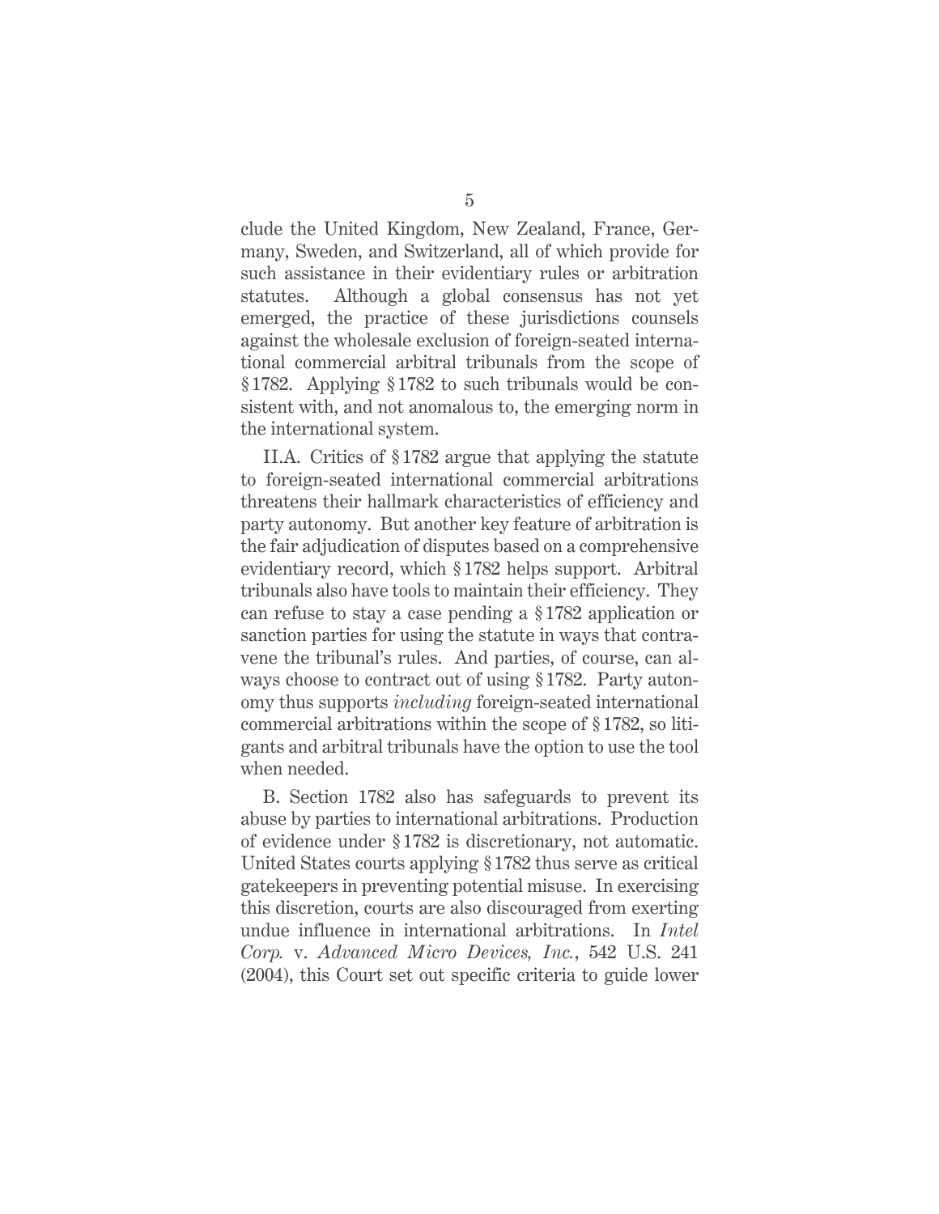clude the United Kingdom, New Zealand, France, Germany, Sweden, and Switzerland, all of which provide for such assistance in their evidentiary rules or arbitration statutes. Although a global consensus has not yet emerged, the practice of these jurisdictions counsels against the wholesale exclusion of foreign-seated international commercial arbitral tribunals from the scope of § 1782. Applying § 1782 to such tribunals would be consistent with, and not anomalous to, the emerging norm in the international system.

II.A. Critics of § 1782 argue that applying the statute to foreign-seated international commercial arbitrations threatens their hallmark characteristics of efficiency and party autonomy. But another key feature of arbitration is the fair adjudication of disputes based on a comprehensive evidentiary record, which § 1782 helps support. Arbitral tribunals also have tools to maintain their efficiency. They can refuse to stay a case pending a § 1782 application or sanction parties for using the statute in ways that contravene the tribunal's rules. And parties, of course, can always choose to contract out of using § 1782. Party autonomy thus supports *including* foreign-seated international commercial arbitrations within the scope of § 1782, so litigants and arbitral tribunals have the option to use the tool when needed.

B. Section 1782 also has safeguards to prevent its abuse by parties to international arbitrations. Production of evidence under § 1782 is discretionary, not automatic. United States courts applying § 1782 thus serve as critical gatekeepers in preventing potential misuse. In exercising this discretion, courts are also discouraged from exerting undue influence in international arbitrations. In *Intel Corp.* v. *Advanced Micro Devices, Inc.*, 542 U.S. 241 (2004), this Court set out specific criteria to guide lower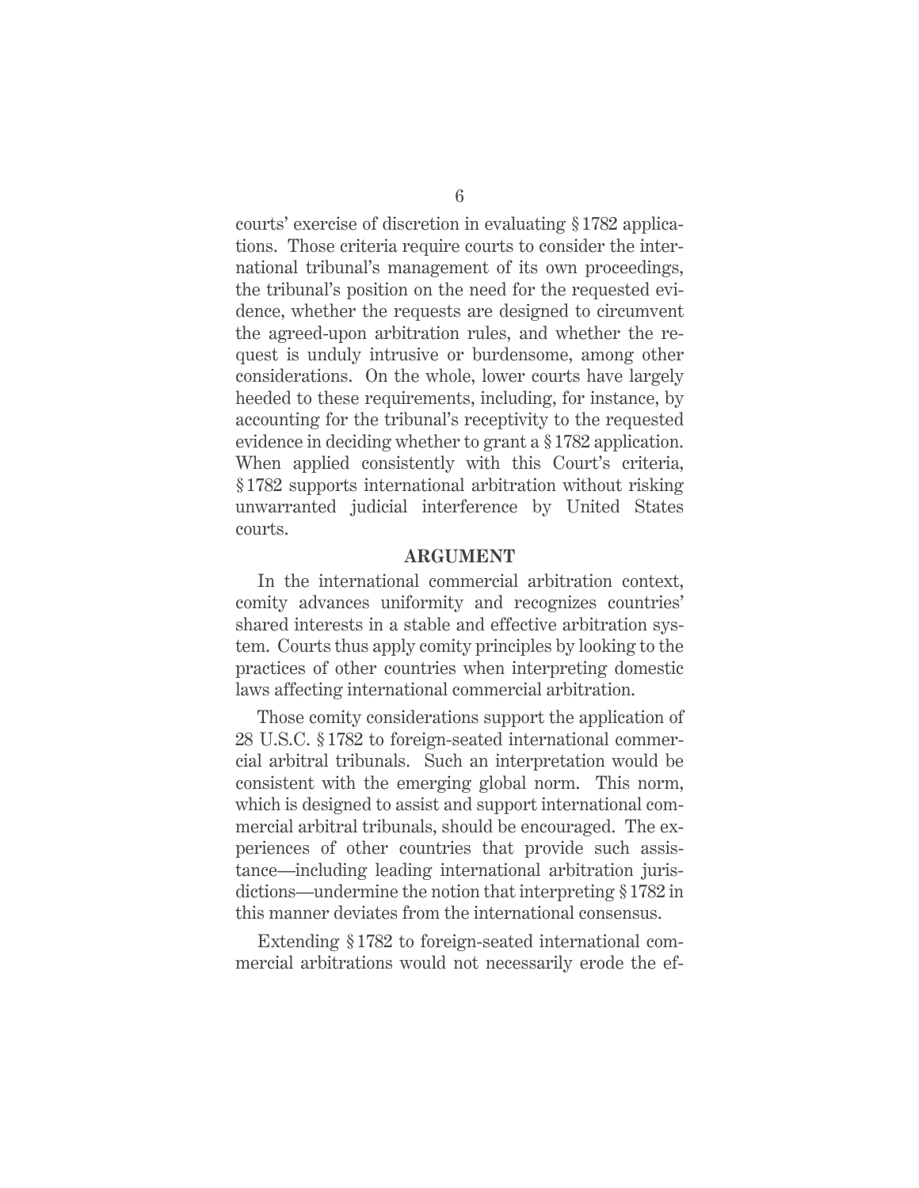courts' exercise of discretion in evaluating § 1782 applications. Those criteria require courts to consider the international tribunal's management of its own proceedings, the tribunal's position on the need for the requested evidence, whether the requests are designed to circumvent the agreed-upon arbitration rules, and whether the request is unduly intrusive or burdensome, among other considerations. On the whole, lower courts have largely heeded to these requirements, including, for instance, by accounting for the tribunal's receptivity to the requested evidence in deciding whether to grant a § 1782 application. When applied consistently with this Court's criteria, § 1782 supports international arbitration without risking unwarranted judicial interference by United States courts.

## ARGUMENT

In the international commercial arbitration context, comity advances uniformity and recognizes countries' shared interests in a stable and effective arbitration system. Courts thus apply comity principles by looking to the practices of other countries when interpreting domestic laws affecting international commercial arbitration.

Those comity considerations support the application of 28 U.S.C. § 1782 to foreign-seated international commercial arbitral tribunals. Such an interpretation would be consistent with the emerging global norm. This norm, which is designed to assist and support international commercial arbitral tribunals, should be encouraged. The experiences of other countries that provide such assistance—including leading international arbitration jurisdictions—undermine the notion that interpreting § 1782 in this manner deviates from the international consensus.

Extending § 1782 to foreign-seated international commercial arbitrations would not necessarily erode the ef-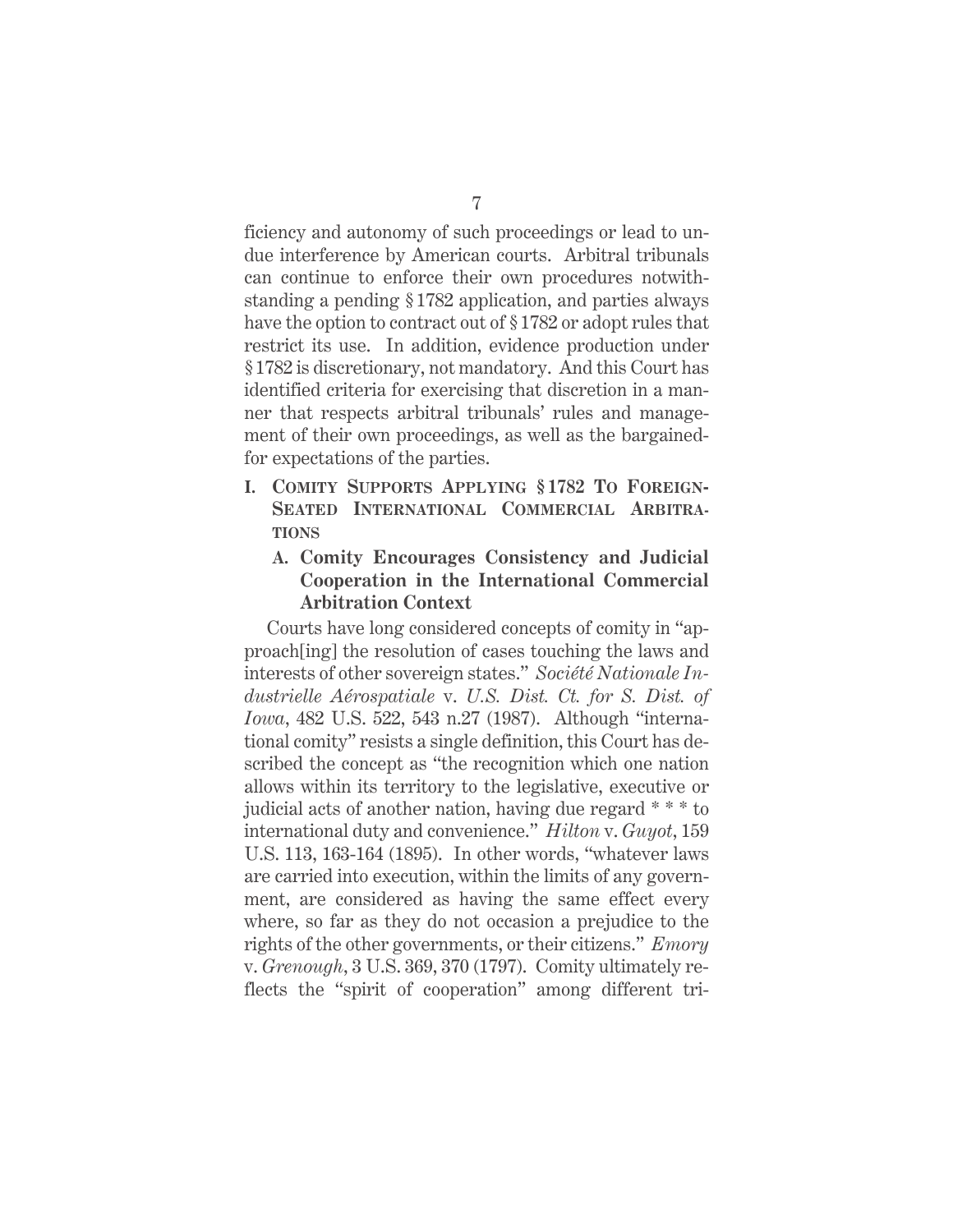ficiency and autonomy of such proceedings or lead to undue interference by American courts. Arbitral tribunals can continue to enforce their own procedures notwithstanding a pending § 1782 application, and parties always have the option to contract out of § 1782 or adopt rules that restrict its use. In addition, evidence production under § 1782 is discretionary, not mandatory. And this Court has identified criteria for exercising that discretion in a manner that respects arbitral tribunals' rules and management of their own proceedings, as well as the bargained-for expectations of the parties.

## I. Comity Supports Applying § 1782 To Foreign-Seated International Commercial Arbitrations

### A. Comity Encourages Consistency and Judicial Cooperation in the International Commercial Arbitration Context

Courts have long considered concepts of comity in "approach[ing] the resolution of cases touching the laws and interests of other sovereign states." *Société Nationale Industrielle Aérospatiale* v. *U.S. Dist. Ct. for S. Dist. of Iowa*, 482 U.S. 522, 543 n.27 (1987). Although "international comity" resists a single definition, this Court has described the concept as "the recognition which one nation allows within its territory to the legislative, executive or judicial acts of another nation, having due regard * * * to international duty and convenience." *Hilton* v. *Guyot*, 159 U.S. 113, 163-164 (1895). In other words, "whatever laws are carried into execution, within the limits of any government, are considered as having the same effect every where, so far as they do not occasion a prejudice to the rights of the other governments, or their citizens." *Emory* v. *Grenough*, 3 U.S. 369, 370 (1797). Comity ultimately reflects the "spirit of cooperation" among different tri-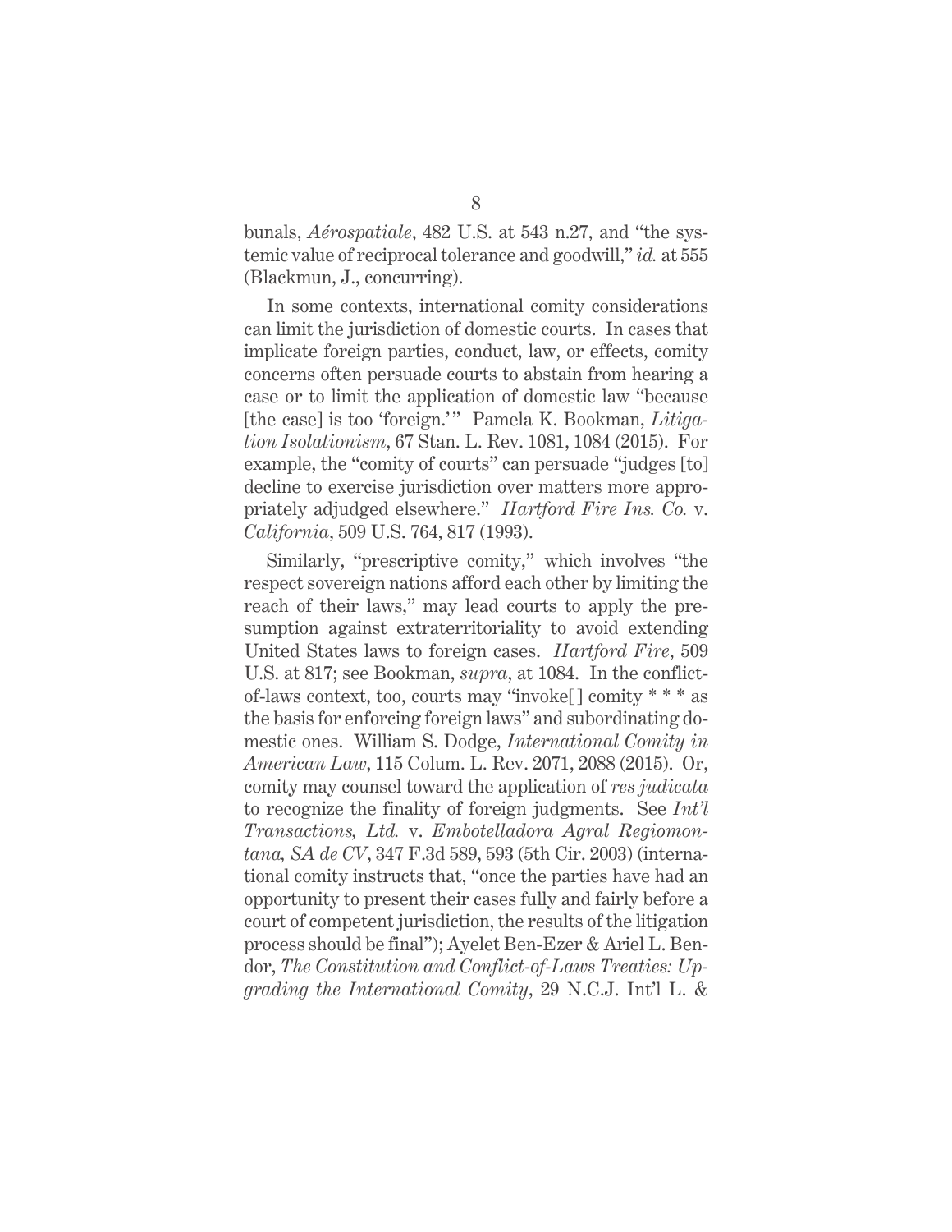bunals, *Aérospatiale*, 482 U.S. at 543 n.27, and "the systemic value of reciprocal tolerance and goodwill," *id.* at 555 (Blackmun, J., concurring).

In some contexts, international comity considerations can limit the jurisdiction of domestic courts. In cases that implicate foreign parties, conduct, law, or effects, comity concerns often persuade courts to abstain from hearing a case or to limit the application of domestic law "because [the case] is too 'foreign.'" Pamela K. Bookman, *Litigation Isolationism*, 67 Stan. L. Rev. 1081, 1084 (2015). For example, the "comity of courts" can persuade "judges [to] decline to exercise jurisdiction over matters more appropriately adjudged elsewhere." *Hartford Fire Ins. Co.* v. *California*, 509 U.S. 764, 817 (1993).

Similarly, "prescriptive comity," which involves "the respect sovereign nations afford each other by limiting the reach of their laws," may lead courts to apply the presumption against extraterritoriality to avoid extending United States laws to foreign cases. *Hartford Fire*, 509 U.S. at 817; see Bookman, *supra*, at 1084. In the conflict-of-laws context, too, courts may "invoke[ ] comity * * * as the basis for enforcing foreign laws" and subordinating domestic ones. William S. Dodge, *International Comity in American Law*, 115 Colum. L. Rev. 2071, 2088 (2015). Or, comity may counsel toward the application of *res judicata* to recognize the finality of foreign judgments. See *Int'l Transactions, Ltd.* v. *Embotelladora Agral Regiomontana, SA de CV*, 347 F.3d 589, 593 (5th Cir. 2003) (international comity instructs that, "once the parties have had an opportunity to present their cases fully and fairly before a court of competent jurisdiction, the results of the litigation process should be final"); Ayelet Ben-Ezer & Ariel L. Bendor, *The Constitution and Conflict-of-Laws Treaties: Upgrading the International Comity*, 29 N.C.J. Int'l L. &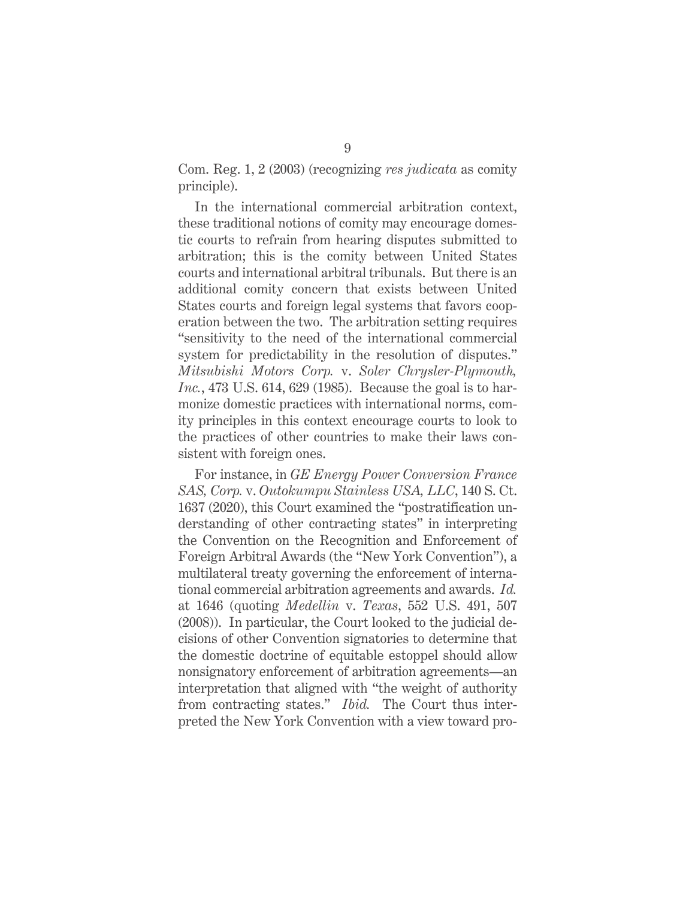Com. Reg. 1, 2 (2003) (recognizing *res judicata* as comity principle).

In the international commercial arbitration context, these traditional notions of comity may encourage domestic courts to refrain from hearing disputes submitted to arbitration; this is the comity between United States courts and international arbitral tribunals. But there is an additional comity concern that exists between United States courts and foreign legal systems that favors cooperation between the two. The arbitration setting requires "sensitivity to the need of the international commercial system for predictability in the resolution of disputes." *Mitsubishi Motors Corp.* v. *Soler Chrysler-Plymouth, Inc.*, 473 U.S. 614, 629 (1985). Because the goal is to harmonize domestic practices with international norms, comity principles in this context encourage courts to look to the practices of other countries to make their laws consistent with foreign ones.

For instance, in *GE Energy Power Conversion France SAS, Corp.* v. *Outokumpu Stainless USA, LLC*, 140 S. Ct. 1637 (2020), this Court examined the "postratification understanding of other contracting states" in interpreting the Convention on the Recognition and Enforcement of Foreign Arbitral Awards (the "New York Convention"), a multilateral treaty governing the enforcement of international commercial arbitration agreements and awards. *Id.* at 1646 (quoting *Medellin* v. *Texas*, 552 U.S. 491, 507 (2008)). In particular, the Court looked to the judicial decisions of other Convention signatories to determine that the domestic doctrine of equitable estoppel should allow nonsignatory enforcement of arbitration agreements—an interpretation that aligned with "the weight of authority from contracting states." *Ibid.* The Court thus interpreted the New York Convention with a view toward pro-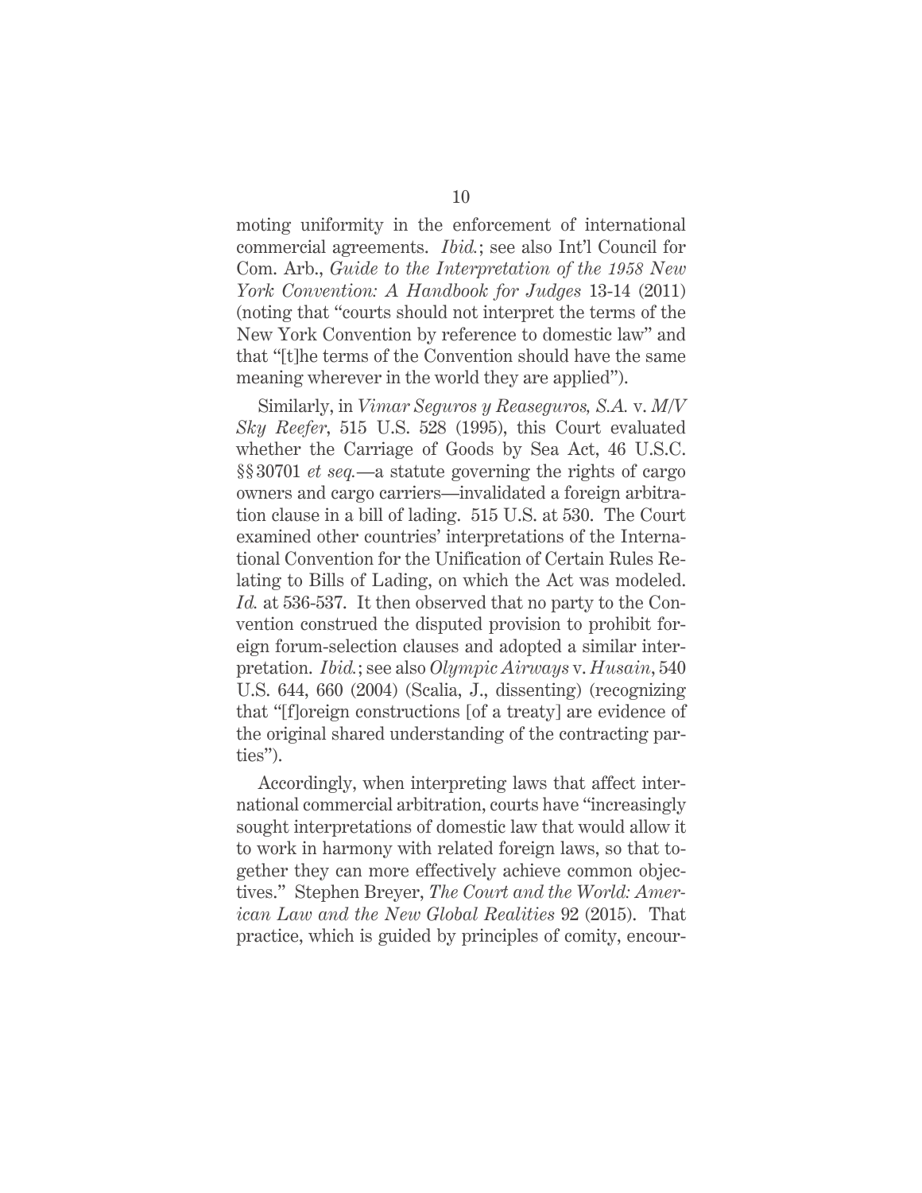moting uniformity in the enforcement of international commercial agreements. *Ibid.*; see also Int'l Council for Com. Arb., *Guide to the Interpretation of the 1958 New York Convention: A Handbook for Judges* 13-14 (2011) (noting that "courts should not interpret the terms of the New York Convention by reference to domestic law" and that "[t]he terms of the Convention should have the same meaning wherever in the world they are applied").

Similarly, in *Vimar Seguros y Reaseguros, S.A.* v. *M/V Sky Reefer*, 515 U.S. 528 (1995), this Court evaluated whether the Carriage of Goods by Sea Act, 46 U.S.C. §§ 30701 *et seq.*—a statute governing the rights of cargo owners and cargo carriers—invalidated a foreign arbitration clause in a bill of lading. 515 U.S. at 530. The Court examined other countries' interpretations of the International Convention for the Unification of Certain Rules Relating to Bills of Lading, on which the Act was modeled. *Id.* at 536-537. It then observed that no party to the Convention construed the disputed provision to prohibit foreign forum-selection clauses and adopted a similar interpretation. *Ibid.*; see also *Olympic Airways* v. *Husain*, 540 U.S. 644, 660 (2004) (Scalia, J., dissenting) (recognizing that "[f]oreign constructions [of a treaty] are evidence of the original shared understanding of the contracting parties").

Accordingly, when interpreting laws that affect international commercial arbitration, courts have "increasingly sought interpretations of domestic law that would allow it to work in harmony with related foreign laws, so that together they can more effectively achieve common objectives." Stephen Breyer, *The Court and the World: American Law and the New Global Realities* 92 (2015). That practice, which is guided by principles of comity, encour-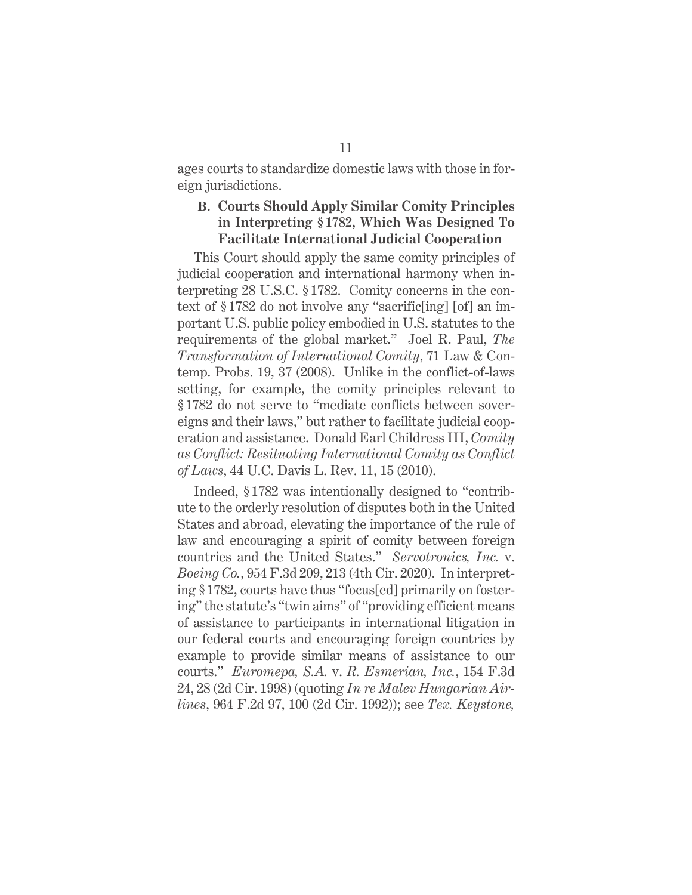ages courts to standardize domestic laws with those in foreign jurisdictions.

### B. Courts Should Apply Similar Comity Principles in Interpreting § 1782, Which Was Designed To Facilitate International Judicial Cooperation

This Court should apply the same comity principles of judicial cooperation and international harmony when interpreting 28 U.S.C. § 1782. Comity concerns in the context of § 1782 do not involve any "sacrific[ing] [of] an important U.S. public policy embodied in U.S. statutes to the requirements of the global market." Joel R. Paul, *The Transformation of International Comity*, 71 Law & Contemp. Probs. 19, 37 (2008). Unlike in the conflict-of-laws setting, for example, the comity principles relevant to § 1782 do not serve to "mediate conflicts between sovereigns and their laws," but rather to facilitate judicial cooperation and assistance. Donald Earl Childress III, *Comity as Conflict: Resituating International Comity as Conflict of Laws*, 44 U.C. Davis L. Rev. 11, 15 (2010).

Indeed, § 1782 was intentionally designed to "contribute to the orderly resolution of disputes both in the United States and abroad, elevating the importance of the rule of law and encouraging a spirit of comity between foreign countries and the United States." *Servotronics, Inc.* v. *Boeing Co.*, 954 F.3d 209, 213 (4th Cir. 2020). In interpreting § 1782, courts have thus "focus[ed] primarily on fostering" the statute's "twin aims" of "providing efficient means of assistance to participants in international litigation in our federal courts and encouraging foreign countries by example to provide similar means of assistance to our courts." *Euromepa, S.A.* v. *R. Esmerian, Inc.*, 154 F.3d 24, 28 (2d Cir. 1998) (quoting *In re Malev Hungarian Airlines*, 964 F.2d 97, 100 (2d Cir. 1992)); see *Tex. Keystone,*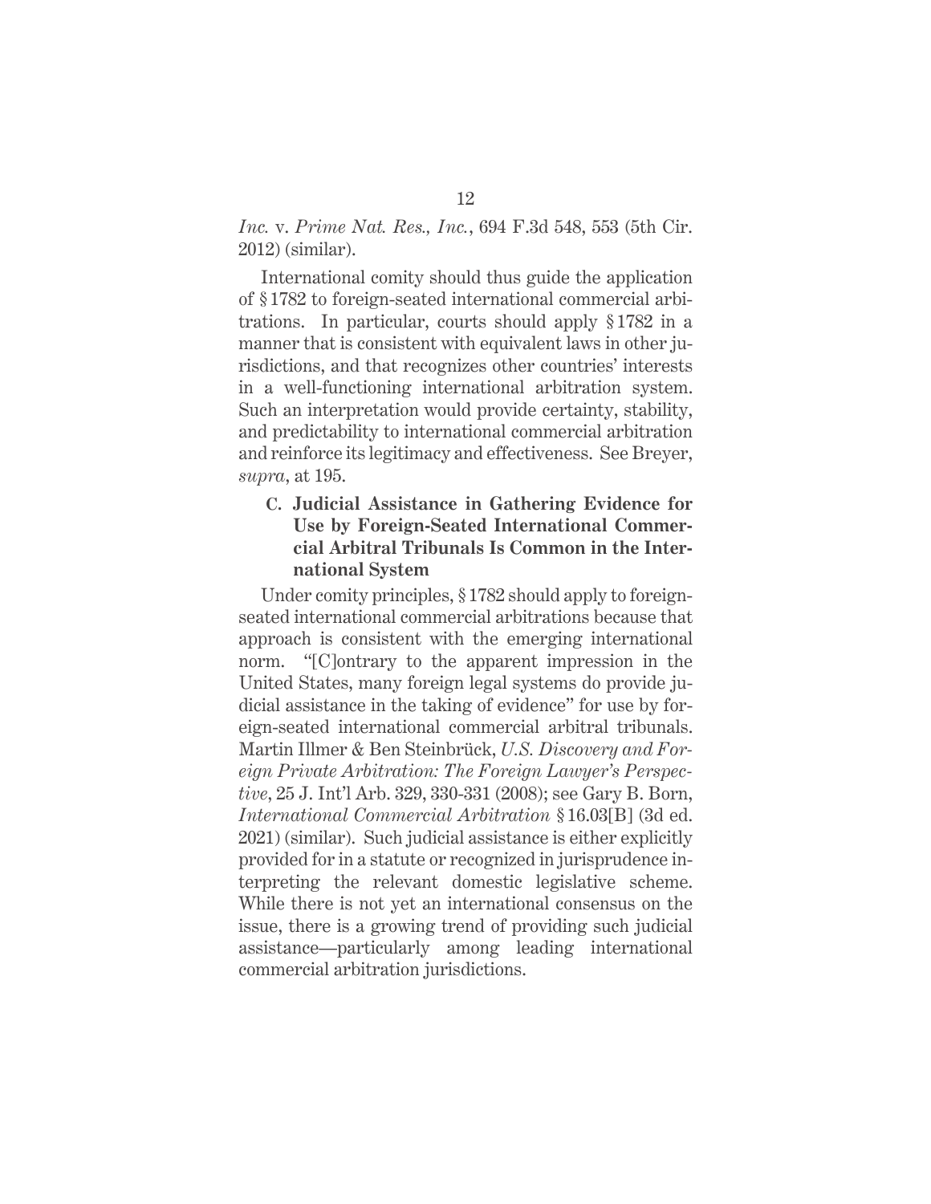*Inc.* v. *Prime Nat. Res., Inc.*, 694 F.3d 548, 553 (5th Cir. 2012) (similar).

International comity should thus guide the application of § 1782 to foreign-seated international commercial arbitrations. In particular, courts should apply § 1782 in a manner that is consistent with equivalent laws in other jurisdictions, and that recognizes other countries' interests in a well-functioning international arbitration system. Such an interpretation would provide certainty, stability, and predictability to international commercial arbitration and reinforce its legitimacy and effectiveness. See Breyer, *supra*, at 195.

### C. Judicial Assistance in Gathering Evidence for Use by Foreign-Seated International Commercial Arbitral Tribunals Is Common in the International System

Under comity principles, § 1782 should apply to foreign-seated international commercial arbitrations because that approach is consistent with the emerging international norm. "[C]ontrary to the apparent impression in the United States, many foreign legal systems do provide judicial assistance in the taking of evidence" for use by foreign-seated international commercial arbitral tribunals. Martin Illmer & Ben Steinbrück, *U.S. Discovery and Foreign Private Arbitration: The Foreign Lawyer's Perspective*, 25 J. Int'l Arb. 329, 330-331 (2008); see Gary B. Born, *International Commercial Arbitration* § 16.03[B] (3d ed. 2021) (similar). Such judicial assistance is either explicitly provided for in a statute or recognized in jurisprudence interpreting the relevant domestic legislative scheme. While there is not yet an international consensus on the issue, there is a growing trend of providing such judicial assistance—particularly among leading international commercial arbitration jurisdictions.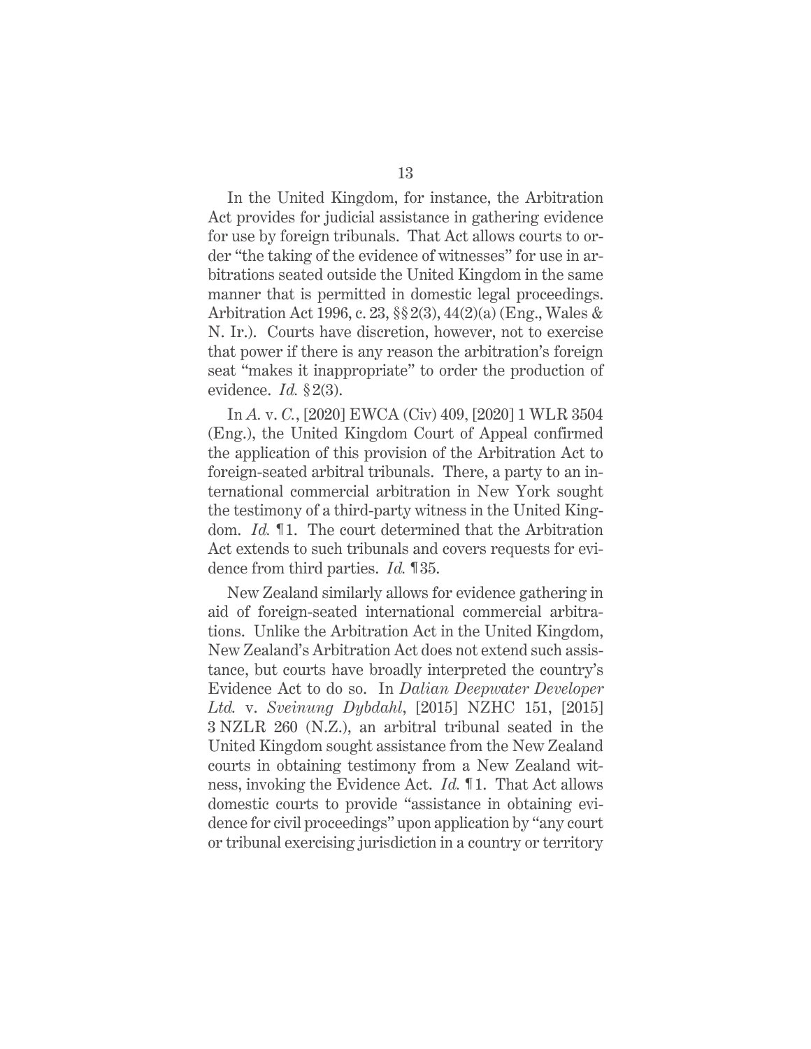In the United Kingdom, for instance, the Arbitration Act provides for judicial assistance in gathering evidence for use by foreign tribunals. That Act allows courts to order "the taking of the evidence of witnesses" for use in arbitrations seated outside the United Kingdom in the same manner that is permitted in domestic legal proceedings. Arbitration Act 1996, c. 23, §§ 2(3), 44(2)(a) (Eng., Wales & N. Ir.). Courts have discretion, however, not to exercise that power if there is any reason the arbitration's foreign seat "makes it inappropriate" to order the production of evidence. *Id.* § 2(3).

In *A.* v. *C.*, [2020] EWCA (Civ) 409, [2020] 1 WLR 3504 (Eng.), the United Kingdom Court of Appeal confirmed the application of this provision of the Arbitration Act to foreign-seated arbitral tribunals. There, a party to an international commercial arbitration in New York sought the testimony of a third-party witness in the United Kingdom. *Id.* ¶ 1. The court determined that the Arbitration Act extends to such tribunals and covers requests for evidence from third parties. *Id.* ¶ 35.

New Zealand similarly allows for evidence gathering in aid of foreign-seated international commercial arbitrations. Unlike the Arbitration Act in the United Kingdom, New Zealand's Arbitration Act does not extend such assistance, but courts have broadly interpreted the country's Evidence Act to do so. In *Dalian Deepwater Developer Ltd.* v. *Sveinung Dybdahl*, [2015] NZHC 151, [2015] 3 NZLR 260 (N.Z.), an arbitral tribunal seated in the United Kingdom sought assistance from the New Zealand courts in obtaining testimony from a New Zealand witness, invoking the Evidence Act. *Id.* ¶ 1. That Act allows domestic courts to provide "assistance in obtaining evidence for civil proceedings" upon application by "any court or tribunal exercising jurisdiction in a country or territory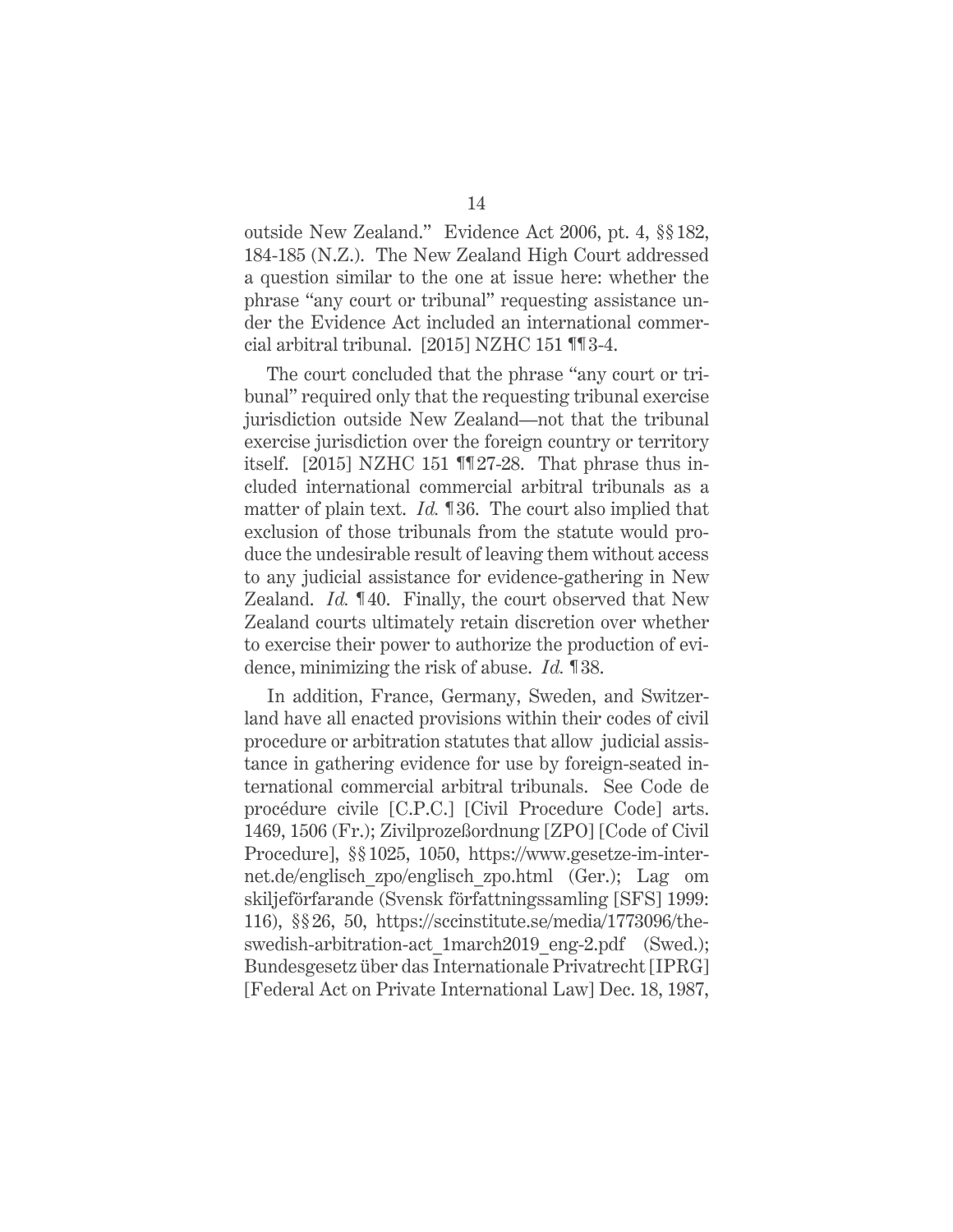outside New Zealand." Evidence Act 2006, pt. 4, §§ 182, 184-185 (N.Z.). The New Zealand High Court addressed a question similar to the one at issue here: whether the phrase "any court or tribunal" requesting assistance under the Evidence Act included an international commercial arbitral tribunal. [2015] NZHC 151 ¶¶ 3-4.

The court concluded that the phrase "any court or tribunal" required only that the requesting tribunal exercise jurisdiction outside New Zealand—not that the tribunal exercise jurisdiction over the foreign country or territory itself. [2015] NZHC 151 ¶¶ 27-28. That phrase thus included international commercial arbitral tribunals as a matter of plain text. *Id.* ¶ 36. The court also implied that exclusion of those tribunals from the statute would produce the undesirable result of leaving them without access to any judicial assistance for evidence-gathering in New Zealand. *Id.* ¶ 40. Finally, the court observed that New Zealand courts ultimately retain discretion over whether to exercise their power to authorize the production of evidence, minimizing the risk of abuse. *Id.* ¶ 38.

In addition, France, Germany, Sweden, and Switzerland have all enacted provisions within their codes of civil procedure or arbitration statutes that allow judicial assistance in gathering evidence for use by foreign-seated international commercial arbitral tribunals. See Code de procédure civile [C.P.C.] [Civil Procedure Code] arts. 1469, 1506 (Fr.); Zivilprozeßordnung [ZPO] [Code of Civil Procedure], §§ 1025, 1050, https://www.gesetze-im-internet.de/englisch_zpo/englisch_zpo.html (Ger.); Lag om skiljeförfarande (Svensk författningssamling [SFS] 1999: 116), §§ 26, 50, https://sccinstitute.se/media/1773096/the-swedish-arbitration-act_1march2019_eng-2.pdf (Swed.); Bundesgesetz über das Internationale Privatrecht [IPRG] [Federal Act on Private International Law] Dec. 18, 1987,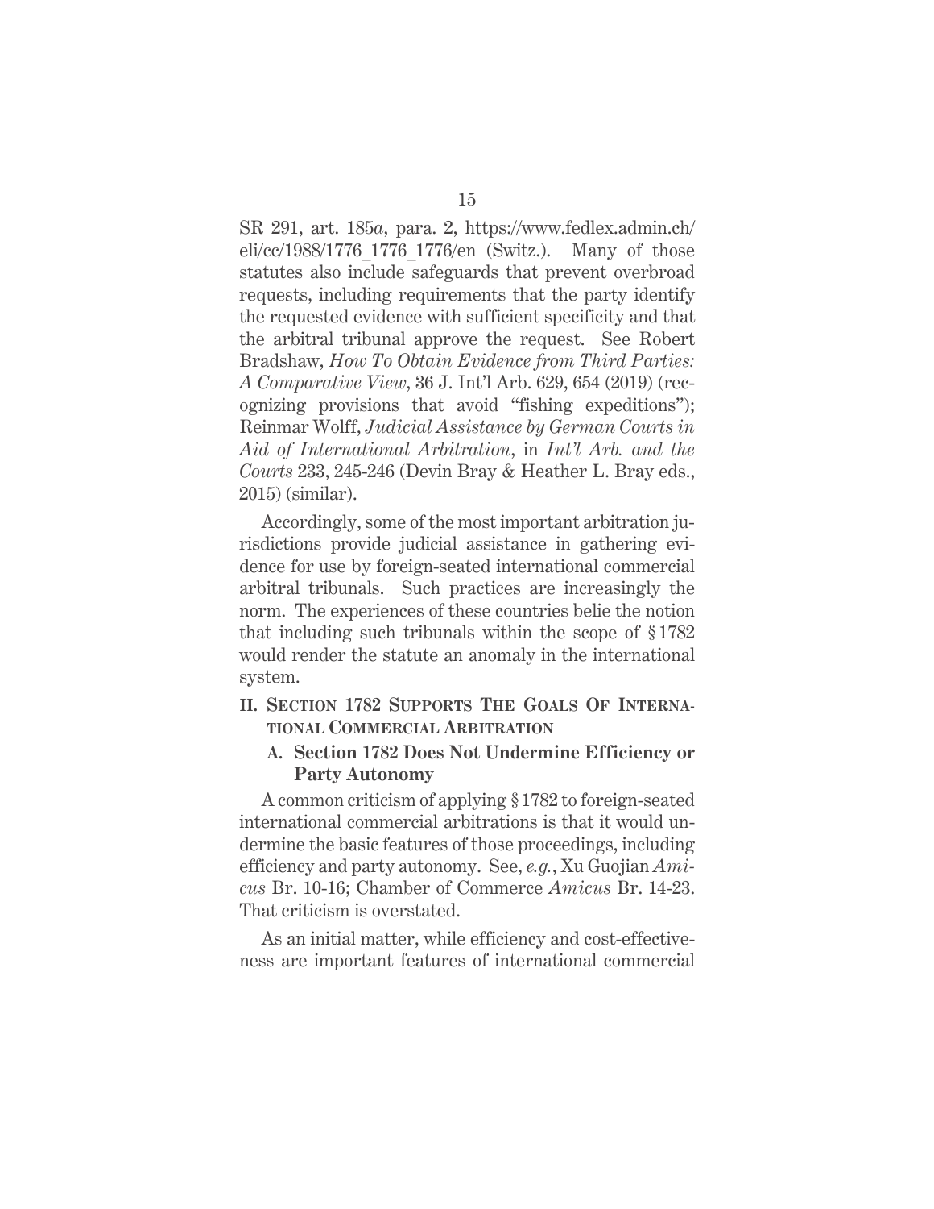SR 291, art. 185*a*, para. 2, https://www.fedlex.admin.ch/eli/cc/1988/1776_1776_1776/en (Switz.). Many of those statutes also include safeguards that prevent overbroad requests, including requirements that the party identify the requested evidence with sufficient specificity and that the arbitral tribunal approve the request. See Robert Bradshaw, *How To Obtain Evidence from Third Parties: A Comparative View*, 36 J. Int'l Arb. 629, 654 (2019) (recognizing provisions that avoid "fishing expeditions"); Reinmar Wolff, *Judicial Assistance by German Courts in Aid of International Arbitration*, in *Int'l Arb. and the Courts* 233, 245-246 (Devin Bray & Heather L. Bray eds., 2015) (similar).

Accordingly, some of the most important arbitration jurisdictions provide judicial assistance in gathering evidence for use by foreign-seated international commercial arbitral tribunals. Such practices are increasingly the norm. The experiences of these countries belie the notion that including such tribunals within the scope of § 1782 would render the statute an anomaly in the international system.

## II. SECTION 1782 SUPPORTS THE GOALS OF INTERNATIONAL COMMERCIAL ARBITRATION

### A. Section 1782 Does Not Undermine Efficiency or Party Autonomy

A common criticism of applying § 1782 to foreign-seated international commercial arbitrations is that it would undermine the basic features of those proceedings, including efficiency and party autonomy. See, *e.g.*, Xu Guojian *Amicus* Br. 10-16; Chamber of Commerce *Amicus* Br. 14-23. That criticism is overstated.

As an initial matter, while efficiency and cost-effectiveness are important features of international commercial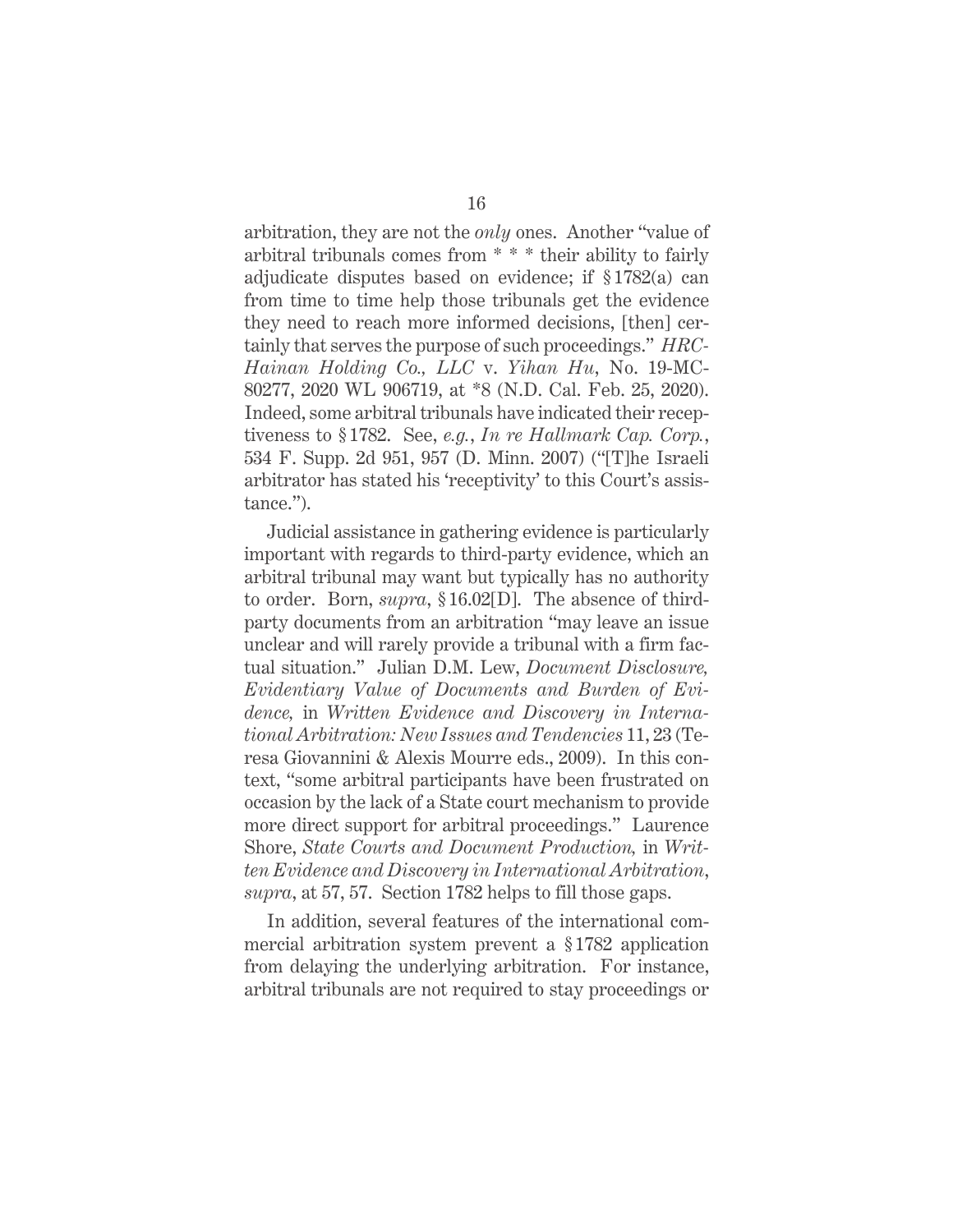arbitration, they are not the *only* ones. Another "value of arbitral tribunals comes from * * * their ability to fairly adjudicate disputes based on evidence; if § 1782(a) can from time to time help those tribunals get the evidence they need to reach more informed decisions, [then] certainly that serves the purpose of such proceedings." *HRC-Hainan Holding Co., LLC* v. *Yihan Hu*, No. 19-MC-80277, 2020 WL 906719, at *8 (N.D. Cal. Feb. 25, 2020). Indeed, some arbitral tribunals have indicated their receptiveness to § 1782. See, *e.g.*, *In re Hallmark Cap. Corp.*, 534 F. Supp. 2d 951, 957 (D. Minn. 2007) ("[T]he Israeli arbitrator has stated his 'receptivity' to this Court's assistance.").

Judicial assistance in gathering evidence is particularly important with regards to third-party evidence, which an arbitral tribunal may want but typically has no authority to order. Born, *supra*, § 16.02[D]. The absence of third-party documents from an arbitration "may leave an issue unclear and will rarely provide a tribunal with a firm factual situation." Julian D.M. Lew, *Document Disclosure, Evidentiary Value of Documents and Burden of Evidence,* in *Written Evidence and Discovery in International Arbitration: New Issues and Tendencies* 11, 23 (Teresa Giovannini & Alexis Mourre eds., 2009). In this context, "some arbitral participants have been frustrated on occasion by the lack of a State court mechanism to provide more direct support for arbitral proceedings." Laurence Shore, *State Courts and Document Production,* in *Written Evidence and Discovery in International Arbitration*, *supra*, at 57, 57. Section 1782 helps to fill those gaps.

In addition, several features of the international commercial arbitration system prevent a § 1782 application from delaying the underlying arbitration. For instance, arbitral tribunals are not required to stay proceedings or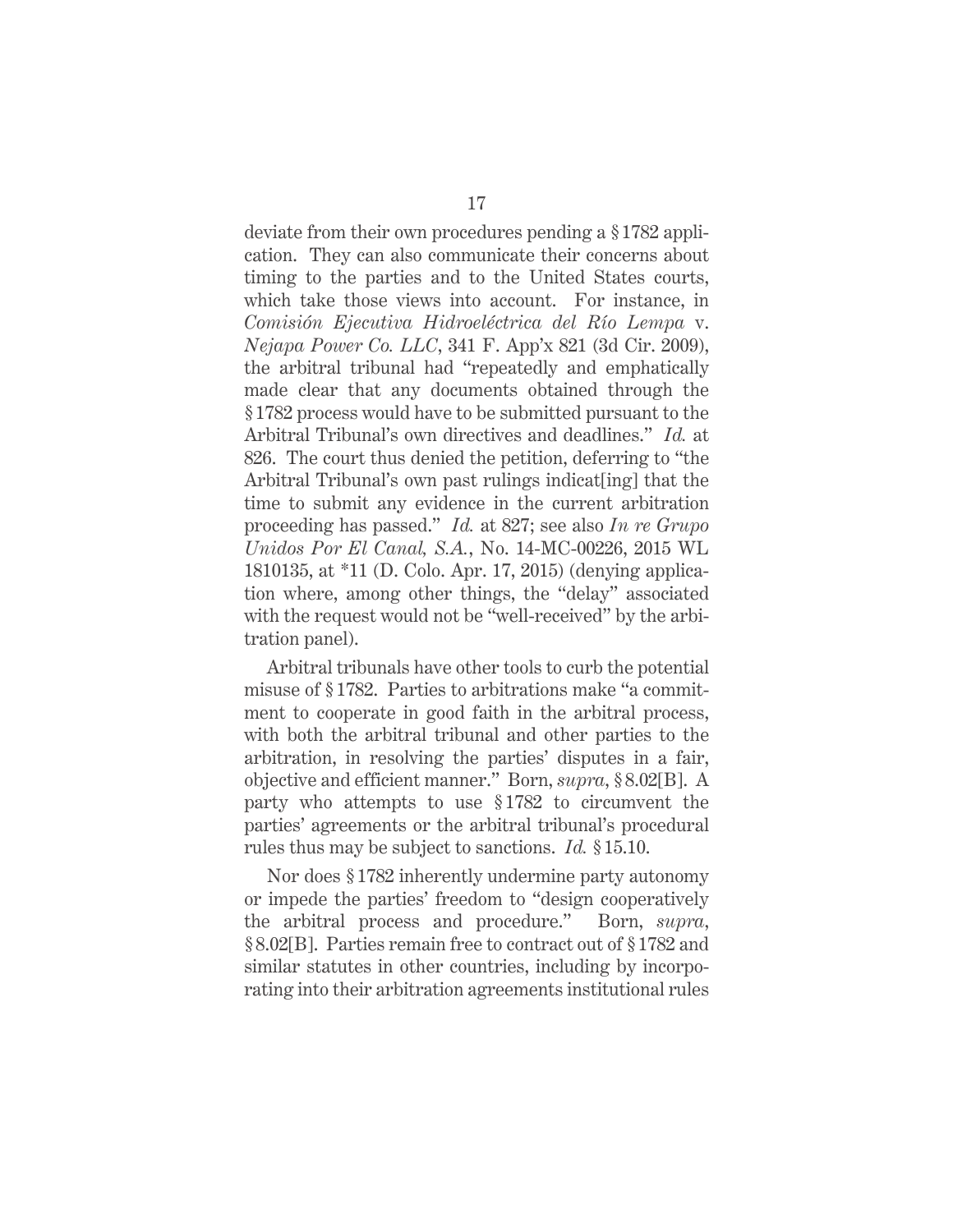deviate from their own procedures pending a § 1782 application. They can also communicate their concerns about timing to the parties and to the United States courts, which take those views into account. For instance, in *Comisión Ejecutiva Hidroeléctrica del Río Lempa* v. *Nejapa Power Co. LLC*, 341 F. App'x 821 (3d Cir. 2009), the arbitral tribunal had "repeatedly and emphatically made clear that any documents obtained through the § 1782 process would have to be submitted pursuant to the Arbitral Tribunal's own directives and deadlines." *Id.* at 826. The court thus denied the petition, deferring to "the Arbitral Tribunal's own past rulings indicat[ing] that the time to submit any evidence in the current arbitration proceeding has passed." *Id.* at 827; see also *In re Grupo Unidos Por El Canal, S.A.*, No. 14-MC-00226, 2015 WL 1810135, at *11 (D. Colo. Apr. 17, 2015) (denying application where, among other things, the "delay" associated with the request would not be "well-received" by the arbitration panel).

Arbitral tribunals have other tools to curb the potential misuse of § 1782. Parties to arbitrations make "a commitment to cooperate in good faith in the arbitral process, with both the arbitral tribunal and other parties to the arbitration, in resolving the parties' disputes in a fair, objective and efficient manner." Born, *supra*, § 8.02[B]. A party who attempts to use § 1782 to circumvent the parties' agreements or the arbitral tribunal's procedural rules thus may be subject to sanctions. *Id.* § 15.10.

Nor does § 1782 inherently undermine party autonomy or impede the parties' freedom to "design cooperatively the arbitral process and procedure." Born, *supra*, § 8.02[B]. Parties remain free to contract out of § 1782 and similar statutes in other countries, including by incorporating into their arbitration agreements institutional rules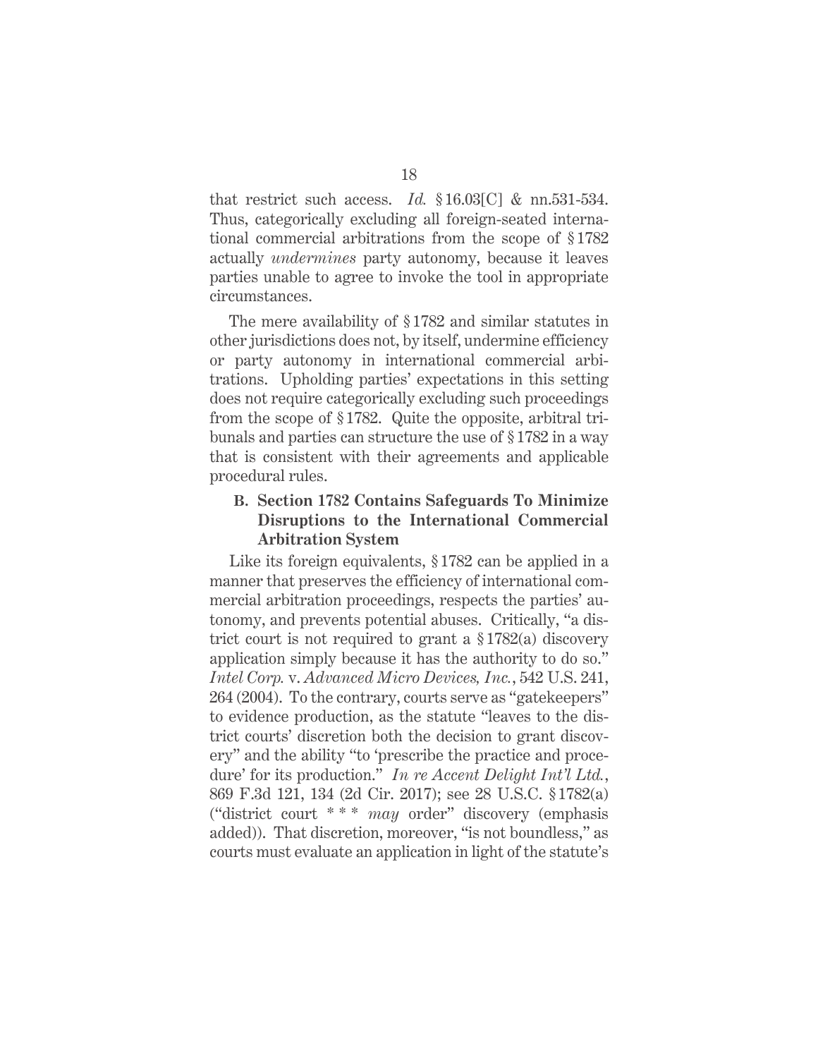that restrict such access. *Id.* §16.03[C] & nn.531-534. Thus, categorically excluding all foreign-seated international commercial arbitrations from the scope of §1782 actually *undermines* party autonomy, because it leaves parties unable to agree to invoke the tool in appropriate circumstances.

The mere availability of §1782 and similar statutes in other jurisdictions does not, by itself, undermine efficiency or party autonomy in international commercial arbitrations. Upholding parties' expectations in this setting does not require categorically excluding such proceedings from the scope of §1782. Quite the opposite, arbitral tribunals and parties can structure the use of §1782 in a way that is consistent with their agreements and applicable procedural rules.

### B. Section 1782 Contains Safeguards To Minimize Disruptions to the International Commercial Arbitration System

Like its foreign equivalents, §1782 can be applied in a manner that preserves the efficiency of international commercial arbitration proceedings, respects the parties' autonomy, and prevents potential abuses. Critically, "a district court is not required to grant a §1782(a) discovery application simply because it has the authority to do so." *Intel Corp.* v. *Advanced Micro Devices, Inc.*, 542 U.S. 241, 264 (2004). To the contrary, courts serve as "gatekeepers" to evidence production, as the statute "leaves to the district courts' discretion both the decision to grant discovery" and the ability "to 'prescribe the practice and procedure' for its production." *In re Accent Delight Int'l Ltd.*, 869 F.3d 121, 134 (2d Cir. 2017); see 28 U.S.C. §1782(a) ("district court * * * *may* order" discovery (emphasis added)). That discretion, moreover, "is not boundless," as courts must evaluate an application in light of the statute's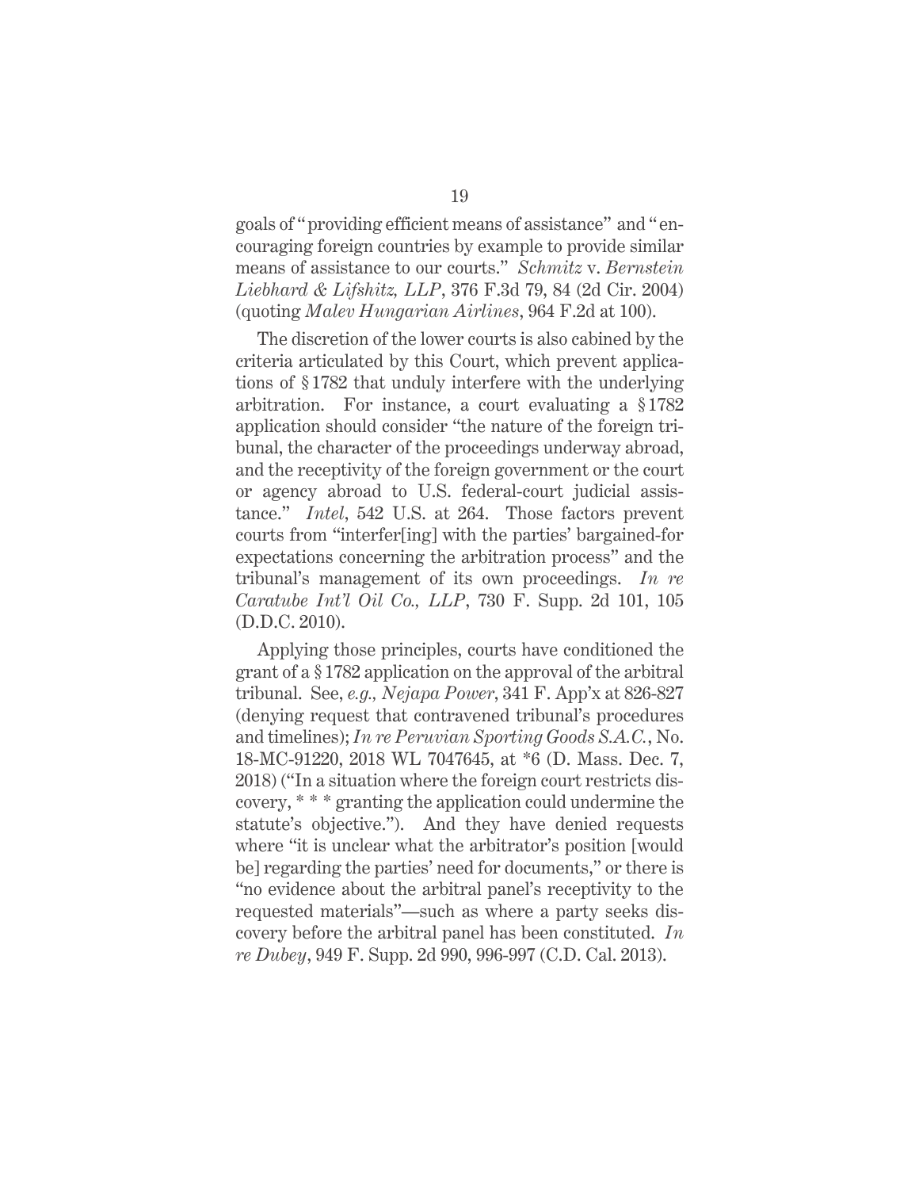goals of "providing efficient means of assistance" and "encouraging foreign countries by example to provide similar means of assistance to our courts." *Schmitz* v. *Bernstein Liebhard & Lifshitz, LLP*, 376 F.3d 79, 84 (2d Cir. 2004) (quoting *Malev Hungarian Airlines*, 964 F.2d at 100).

The discretion of the lower courts is also cabined by the criteria articulated by this Court, which prevent applications of § 1782 that unduly interfere with the underlying arbitration. For instance, a court evaluating a § 1782 application should consider "the nature of the foreign tribunal, the character of the proceedings underway abroad, and the receptivity of the foreign government or the court or agency abroad to U.S. federal-court judicial assistance." *Intel*, 542 U.S. at 264. Those factors prevent courts from "interfer[ing] with the parties' bargained-for expectations concerning the arbitration process" and the tribunal's management of its own proceedings. *In re Caratube Int'l Oil Co., LLP*, 730 F. Supp. 2d 101, 105 (D.D.C. 2010).

Applying those principles, courts have conditioned the grant of a § 1782 application on the approval of the arbitral tribunal. See, *e.g., Nejapa Power*, 341 F. App'x at 826-827 (denying request that contravened tribunal's procedures and timelines); *In re Peruvian Sporting Goods S.A.C.*, No. 18-MC-91220, 2018 WL 7047645, at *6 (D. Mass. Dec. 7, 2018) ("In a situation where the foreign court restricts discovery, * * * granting the application could undermine the statute's objective."). And they have denied requests where "it is unclear what the arbitrator's position [would be] regarding the parties' need for documents," or there is "no evidence about the arbitral panel's receptivity to the requested materials"—such as where a party seeks discovery before the arbitral panel has been constituted. *In re Dubey*, 949 F. Supp. 2d 990, 996-997 (C.D. Cal. 2013).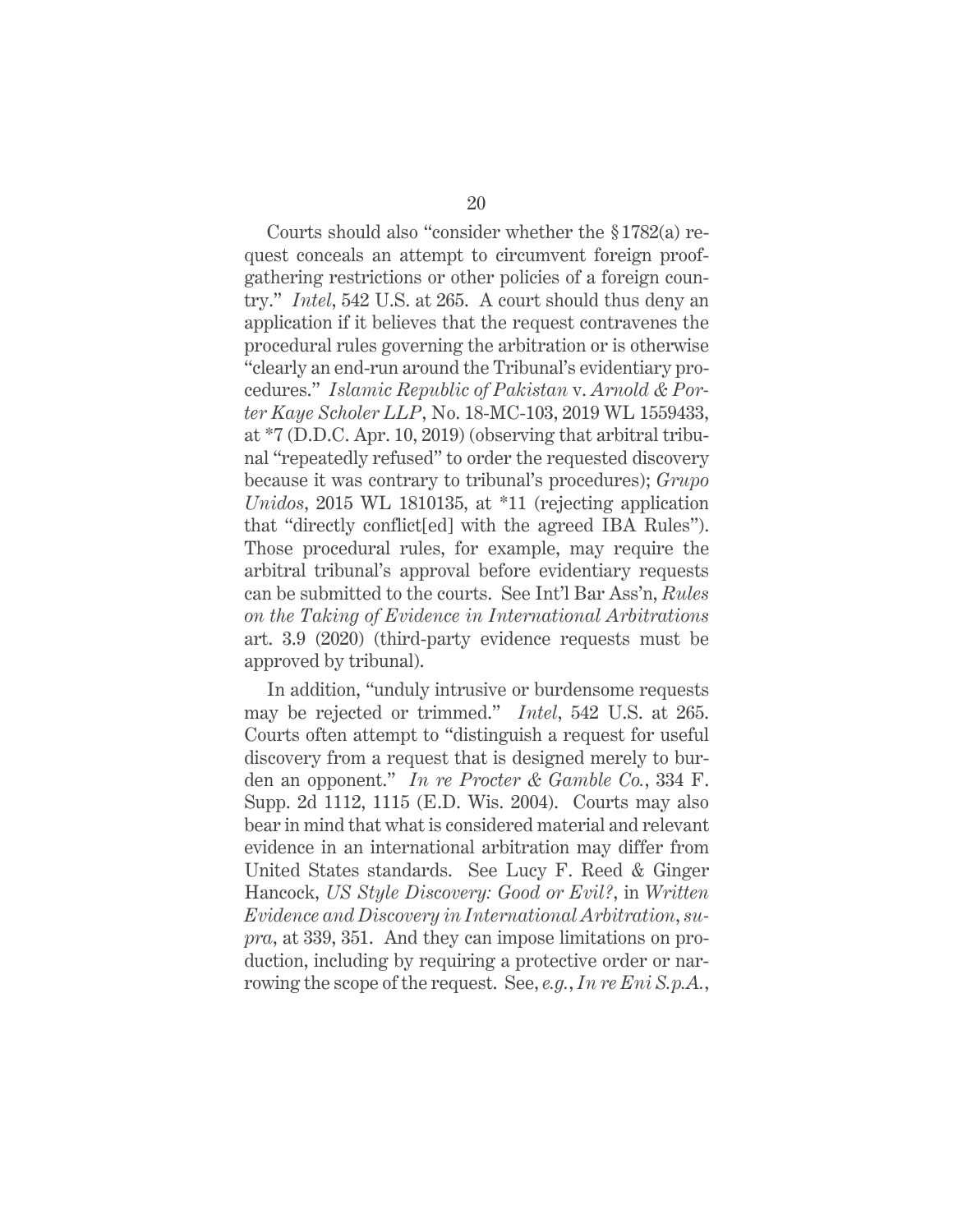Courts should also "consider whether the § 1782(a) request conceals an attempt to circumvent foreign proof-gathering restrictions or other policies of a foreign country." *Intel*, 542 U.S. at 265. A court should thus deny an application if it believes that the request contravenes the procedural rules governing the arbitration or is otherwise "clearly an end-run around the Tribunal's evidentiary procedures." *Islamic Republic of Pakistan* v. *Arnold & Porter Kaye Scholer LLP*, No. 18-MC-103, 2019 WL 1559433, at *7 (D.D.C. Apr. 10, 2019) (observing that arbitral tribunal "repeatedly refused" to order the requested discovery because it was contrary to tribunal's procedures); *Grupo Unidos*, 2015 WL 1810135, at *11 (rejecting application that "directly conflict[ed] with the agreed IBA Rules"). Those procedural rules, for example, may require the arbitral tribunal's approval before evidentiary requests can be submitted to the courts. See Int'l Bar Ass'n, *Rules on the Taking of Evidence in International Arbitrations* art. 3.9 (2020) (third-party evidence requests must be approved by tribunal).

In addition, "unduly intrusive or burdensome requests may be rejected or trimmed." *Intel*, 542 U.S. at 265. Courts often attempt to "distinguish a request for useful discovery from a request that is designed merely to burden an opponent." *In re Procter & Gamble Co.*, 334 F. Supp. 2d 1112, 1115 (E.D. Wis. 2004). Courts may also bear in mind that what is considered material and relevant evidence in an international arbitration may differ from United States standards. See Lucy F. Reed & Ginger Hancock, *US Style Discovery: Good or Evil?*, in *Written Evidence and Discovery in International Arbitration*, *supra*, at 339, 351. And they can impose limitations on production, including by requiring a protective order or narrowing the scope of the request. See, *e.g.*, *In re Eni S.p.A.*,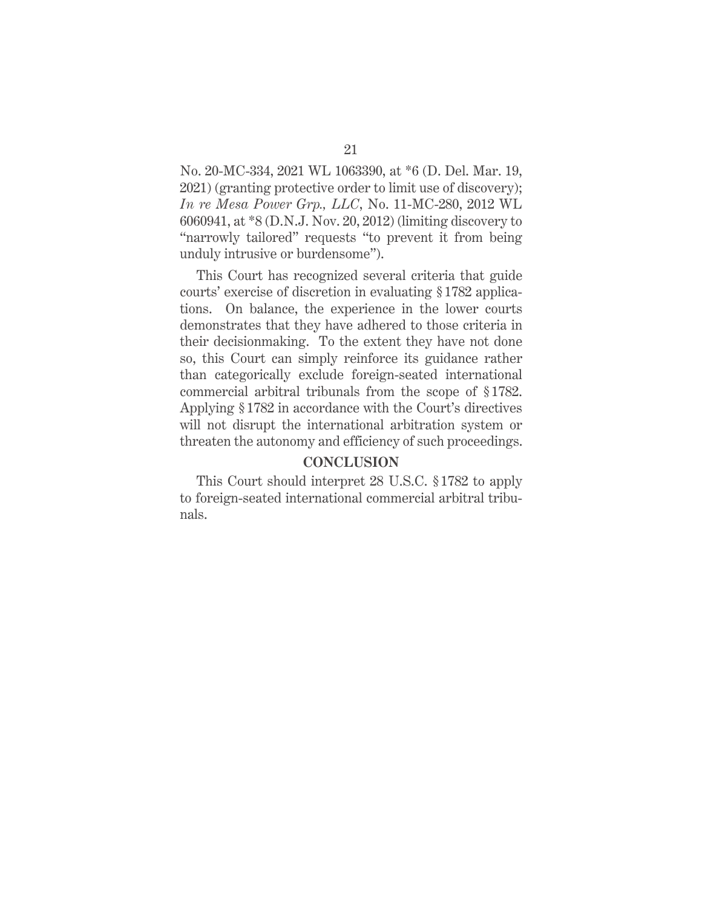No. 20-MC-334, 2021 WL 1063390, at *6 (D. Del. Mar. 19, 2021) (granting protective order to limit use of discovery); *In re Mesa Power Grp., LLC*, No. 11-MC-280, 2012 WL 6060941, at *8 (D.N.J. Nov. 20, 2012) (limiting discovery to "narrowly tailored" requests "to prevent it from being unduly intrusive or burdensome").

This Court has recognized several criteria that guide courts' exercise of discretion in evaluating § 1782 applications. On balance, the experience in the lower courts demonstrates that they have adhered to those criteria in their decisionmaking. To the extent they have not done so, this Court can simply reinforce its guidance rather than categorically exclude foreign-seated international commercial arbitral tribunals from the scope of § 1782. Applying § 1782 in accordance with the Court's directives will not disrupt the international arbitration system or threaten the autonomy and efficiency of such proceedings.

## CONCLUSION

This Court should interpret 28 U.S.C. § 1782 to apply to foreign-seated international commercial arbitral tribunals.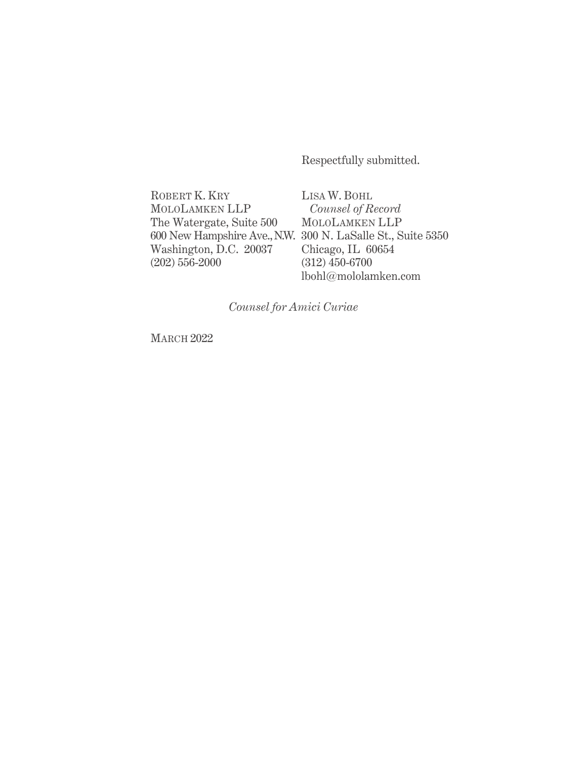Respectfully submitted.

ROBERT K. KRY
MOLOLAMKEN LLP
The Watergate, Suite 500
600 New Hampshire Ave., N.W.
Washington, D.C. 20037
(202) 556-2000

LISA W. BOHL
*Counsel of Record*
MOLOLAMKEN LLP
300 N. LaSalle St., Suite 5350
Chicago, IL 60654
(312) 450-6700
lbohl@mololamken.com

*Counsel for Amici Curiae*

MARCH 2022